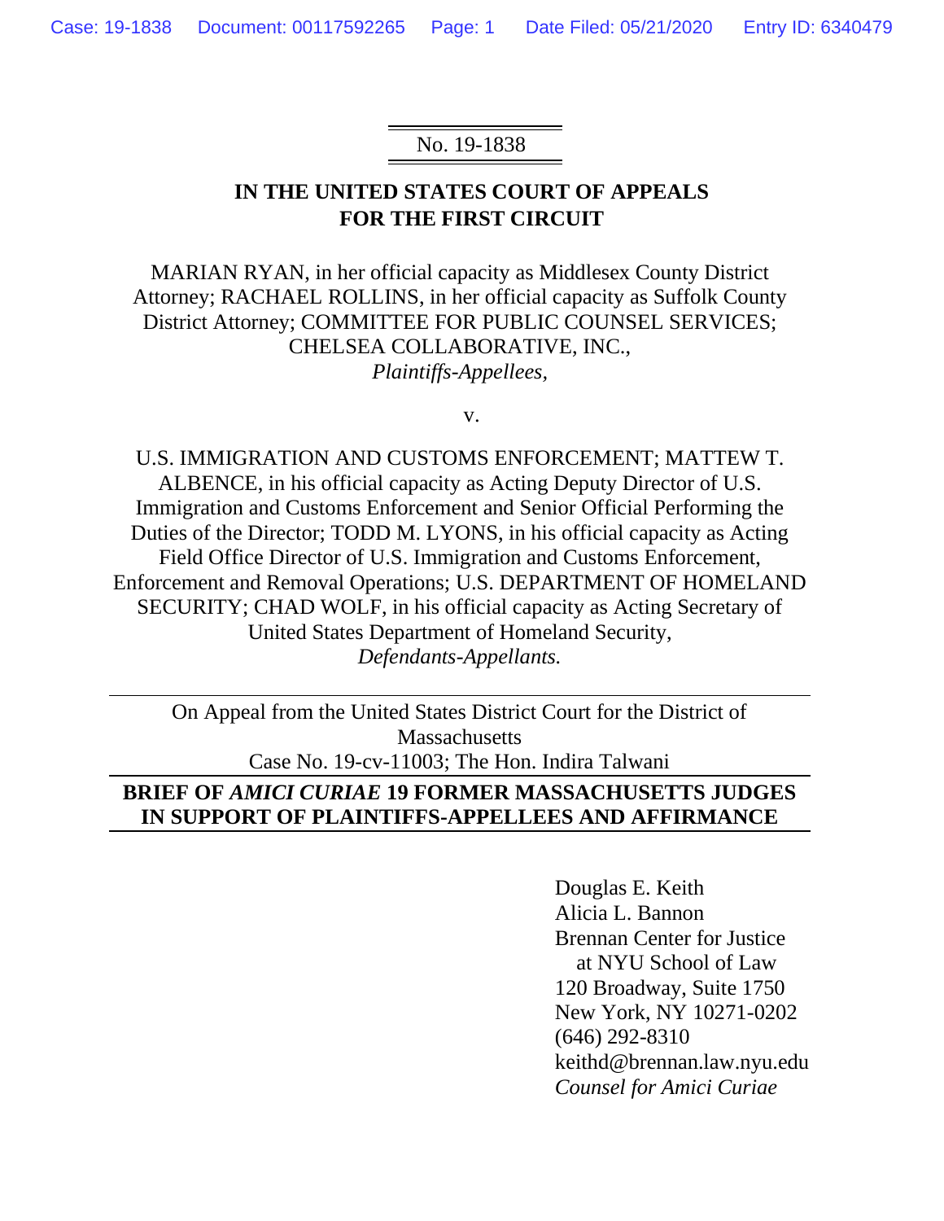No. 19-1838

**IN THE UNITED STATES COURT OF APPEALS FOR THE FIRST CIRCUIT**

MARIAN RYAN, in her official capacity as Middlesex County District Attorney; RACHAEL ROLLINS, in her official capacity as Suffolk County District Attorney; COMMITTEE FOR PUBLIC COUNSEL SERVICES; CHELSEA COLLABORATIVE, INC.,
*Plaintiffs-Appellees,*

v.

U.S. IMMIGRATION AND CUSTOMS ENFORCEMENT; MATTEW T. ALBENCE, in his official capacity as Acting Deputy Director of U.S. Immigration and Customs Enforcement and Senior Official Performing the Duties of the Director; TODD M. LYONS, in his official capacity as Acting Field Office Director of U.S. Immigration and Customs Enforcement, Enforcement and Removal Operations; U.S. DEPARTMENT OF HOMELAND SECURITY; CHAD WOLF, in his official capacity as Acting Secretary of United States Department of Homeland Security,
*Defendants-Appellants.*

---

On Appeal from the United States District Court for the District of Massachusetts
Case No. 19-cv-11003; The Hon. Indira Talwani

---

**BRIEF OF *AMICI CURIAE* 19 FORMER MASSACHUSETTS JUDGES IN SUPPORT OF PLAINTIFFS-APPELLEES AND AFFIRMANCE**

---

Douglas E. Keith
Alicia L. Bannon
Brennan Center for Justice
at NYU School of Law
120 Broadway, Suite 1750
New York, NY 10271-0202
(646) 292-8310
keithd@brennan.law.nyu.edu
*Counsel for Amici Curiae*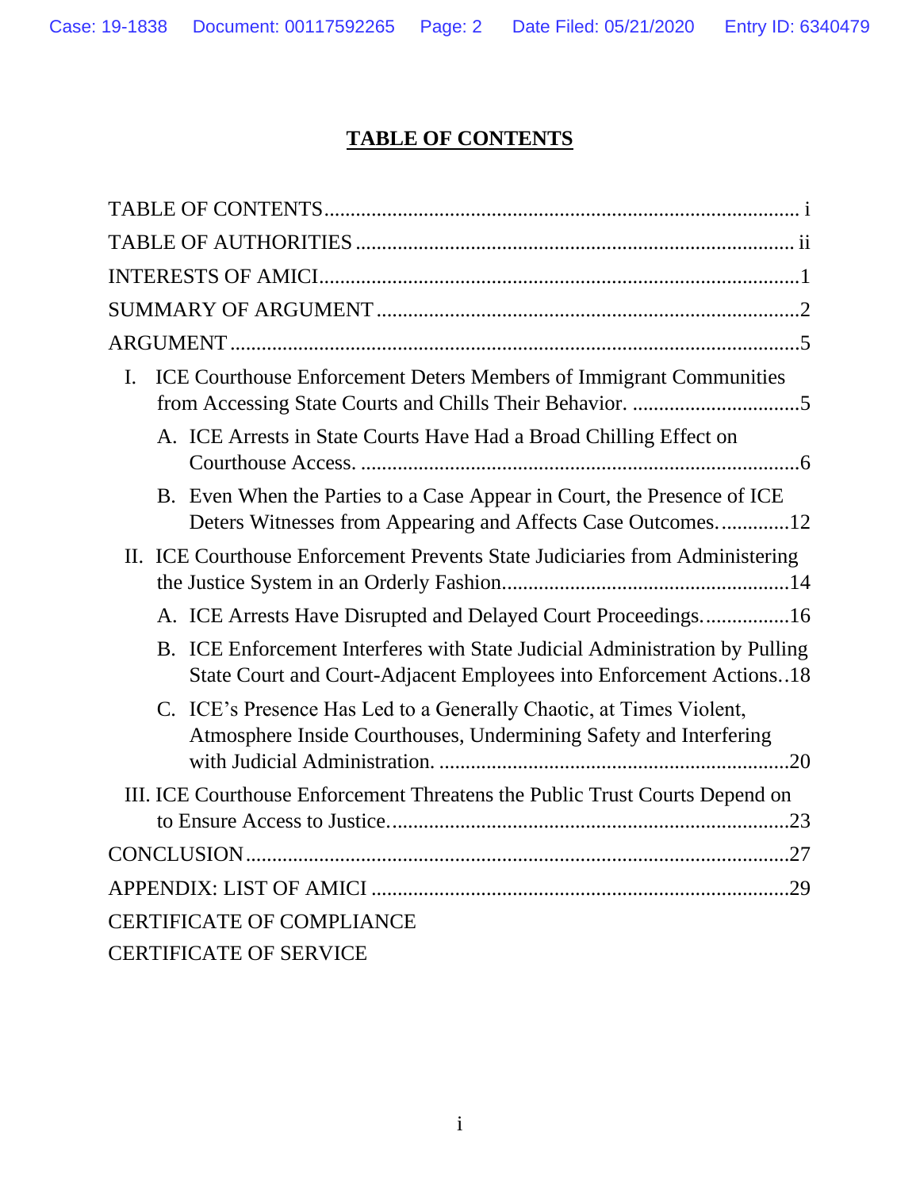# TABLE OF CONTENTS

TABLE OF CONTENTS ........................................................................................ i

TABLE OF AUTHORITIES ................................................................................. ii

INTERESTS OF AMICI........................................................................................1

SUMMARY OF ARGUMENT ...............................................................................2

ARGUMENT ..........................................................................................................5

- I. ICE Courthouse Enforcement Deters Members of Immigrant Communities from Accessing State Courts and Chills Their Behavior. ................................5
  - A. ICE Arrests in State Courts Have Had a Broad Chilling Effect on Courthouse Access. ...................................................................................6
  - B. Even When the Parties to a Case Appear in Court, the Presence of ICE Deters Witnesses from Appearing and Affects Case Outcomes. .............12
- II. ICE Courthouse Enforcement Prevents State Judiciaries from Administering the Justice System in an Orderly Fashion......................................................14
  - A. ICE Arrests Have Disrupted and Delayed Court Proceedings. ................16
  - B. ICE Enforcement Interferes with State Judicial Administration by Pulling State Court and Court-Adjacent Employees into Enforcement Actions..18
  - C. ICE's Presence Has Led to a Generally Chaotic, at Times Violent, Atmosphere Inside Courthouses, Undermining Safety and Interfering with Judicial Administration. ..................................................................20
- III. ICE Courthouse Enforcement Threatens the Public Trust Courts Depend on to Ensure Access to Justice. ...........................................................................23

CONCLUSION......................................................................................................27

APPENDIX: LIST OF AMICI ...............................................................................29

CERTIFICATE OF COMPLIANCE

CERTIFICATE OF SERVICE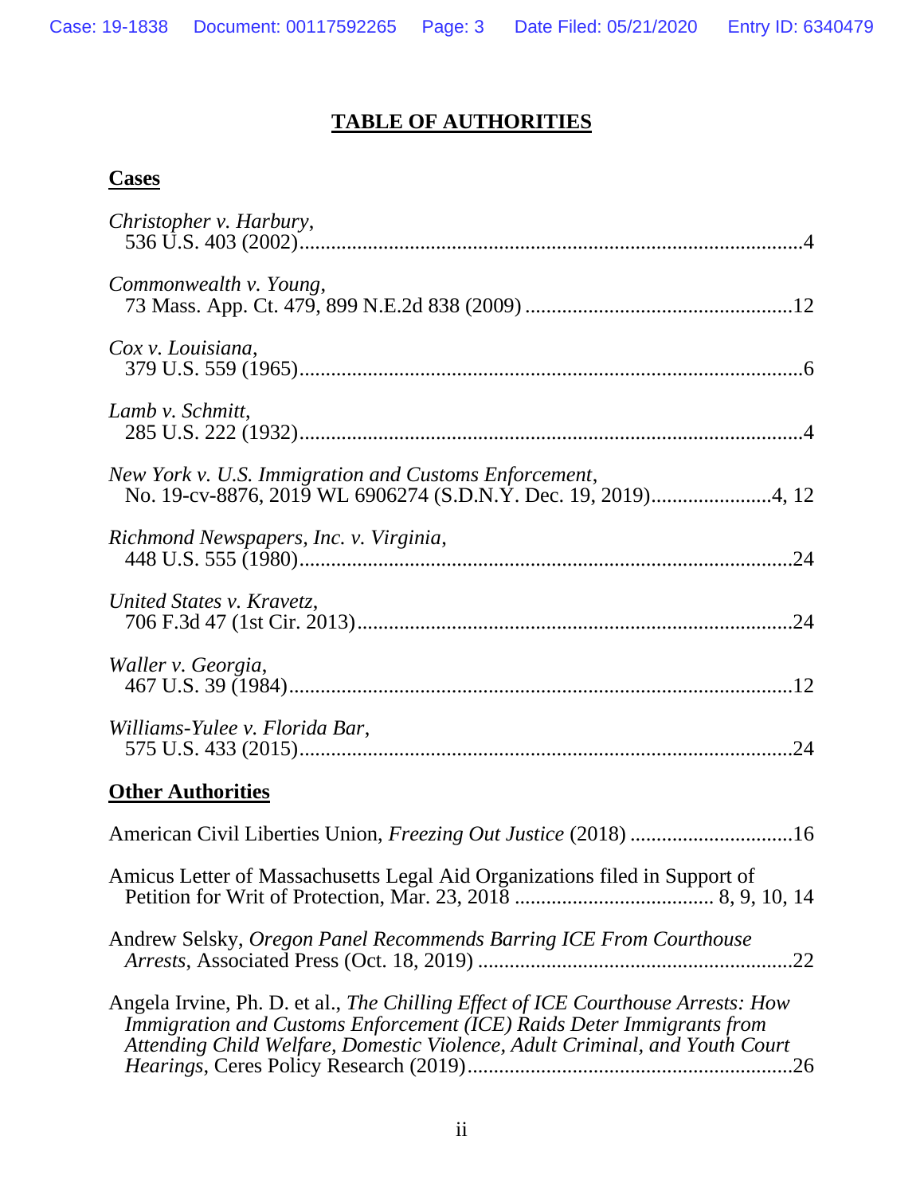# TABLE OF AUTHORITIES

## Cases

*Christopher v. Harbury*, 536 U.S. 403 (2002) ........................................................................ 4

*Commonwealth v. Young*, 73 Mass. App. Ct. 479, 899 N.E.2d 838 (2009) ........................................................ 12

*Cox v. Louisiana*, 379 U.S. 559 (1965) ........................................................................ 6

*Lamb v. Schmitt*, 285 U.S. 222 (1932) ........................................................................ 4

*New York v. U.S. Immigration and Customs Enforcement*, No. 19-cv-8876, 2019 WL 6906274 (S.D.N.Y. Dec. 19, 2019) ........................ 4, 12

*Richmond Newspapers, Inc. v. Virginia*, 448 U.S. 555 (1980) ........................................................................ 24

*United States v. Kravetz*, 706 F.3d 47 (1st Cir. 2013) ........................................................................ 24

*Waller v. Georgia*, 467 U.S. 39 (1984) ........................................................................ 12

*Williams-Yulee v. Florida Bar*, 575 U.S. 433 (2015) ........................................................................ 24

## Other Authorities

American Civil Liberties Union, *Freezing Out Justice* (2018) ................................ 16

Amicus Letter of Massachusetts Legal Aid Organizations filed in Support of Petition for Writ of Protection, Mar. 23, 2018 ...................................... 8, 9, 10, 14

Andrew Selsky, *Oregon Panel Recommends Barring ICE From Courthouse Arrests*, Associated Press (Oct. 18, 2019) ........................................................ 22

Angela Irvine, Ph. D. et al., *The Chilling Effect of ICE Courthouse Arrests: How Immigration and Customs Enforcement (ICE) Raids Deter Immigrants from Attending Child Welfare, Domestic Violence, Adult Criminal, and Youth Court Hearings*, Ceres Policy Research (2019) ........................................................ 26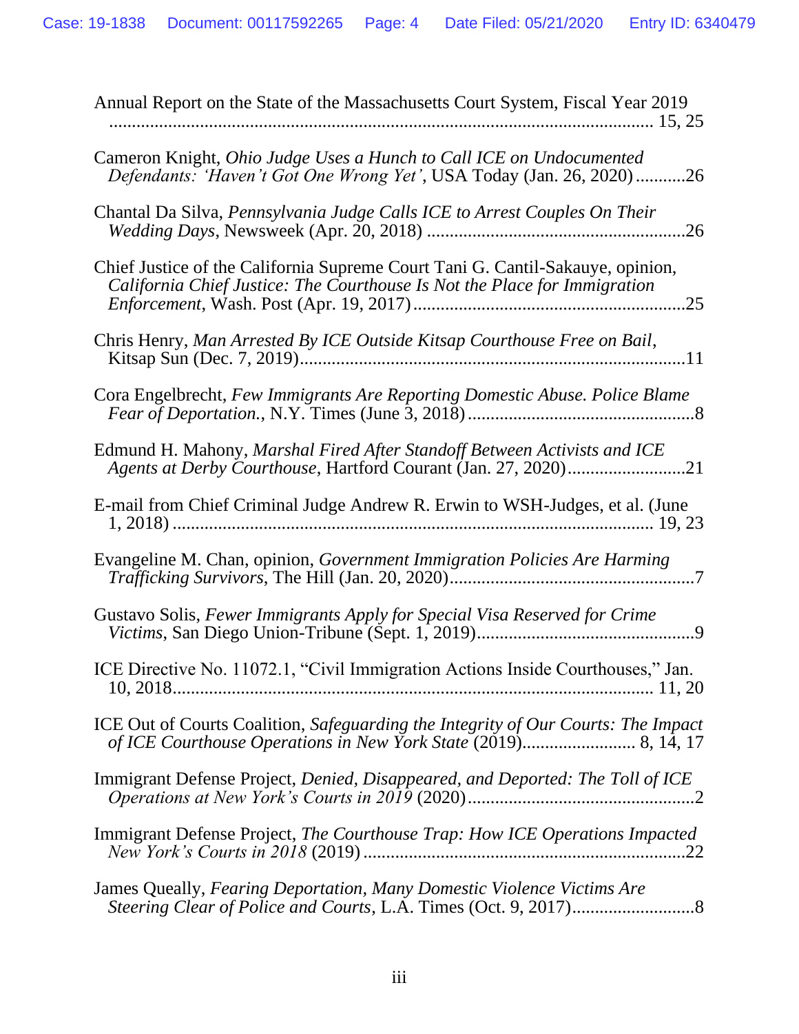Annual Report on the State of the Massachusetts Court System, Fiscal Year 2019 ........................................................................................................................ 15, 25

Cameron Knight, *Ohio Judge Uses a Hunch to Call ICE on Undocumented Defendants: 'Haven't Got One Wrong Yet'*, USA Today (Jan. 26, 2020) ...........26

Chantal Da Silva, *Pennsylvania Judge Calls ICE to Arrest Couples On Their Wedding Days*, Newsweek (Apr. 20, 2018) ........................................................26

Chief Justice of the California Supreme Court Tani G. Cantil-Sakauye, opinion, *California Chief Justice: The Courthouse Is Not the Place for Immigration Enforcement*, Wash. Post (Apr. 19, 2017) ...........................................................25

Chris Henry, *Man Arrested By ICE Outside Kitsap Courthouse Free on Bail*, Kitsap Sun (Dec. 7, 2019)....................................................................................11

Cora Engelbrecht, *Few Immigrants Are Reporting Domestic Abuse. Police Blame Fear of Deportation.*, N.Y. Times (June 3, 2018) .................................................8

Edmund H. Mahony, *Marshal Fired After Standoff Between Activists and ICE Agents at Derby Courthouse*, Hartford Courant (Jan. 27, 2020)..........................21

E-mail from Chief Criminal Judge Andrew R. Erwin to WSH-Judges, et al. (June 1, 2018) ......................................................................................................... 19, 23

Evangeline M. Chan, opinion, *Government Immigration Policies Are Harming Trafficking Survivors*, The Hill (Jan. 20, 2020).....................................................7

Gustavo Solis, *Fewer Immigrants Apply for Special Visa Reserved for Crime Victims*, San Diego Union-Tribune (Sept. 1, 2019)................................................9

ICE Directive No. 11072.1, "Civil Immigration Actions Inside Courthouses," Jan. 10, 2018......................................................................................................... 11, 20

ICE Out of Courts Coalition, *Safeguarding the Integrity of Our Courts: The Impact of ICE Courthouse Operations in New York State* (2019)........................ 8, 14, 17

Immigrant Defense Project, *Denied, Disappeared, and Deported: The Toll of ICE Operations at New York's Courts in 2019* (2020).................................................2

Immigrant Defense Project, *The Courthouse Trap: How ICE Operations Impacted New York's Courts in 2018* (2019) ......................................................................22

James Queally, *Fearing Deportation, Many Domestic Violence Victims Are Steering Clear of Police and Courts*, L.A. Times (Oct. 9, 2017)...........................8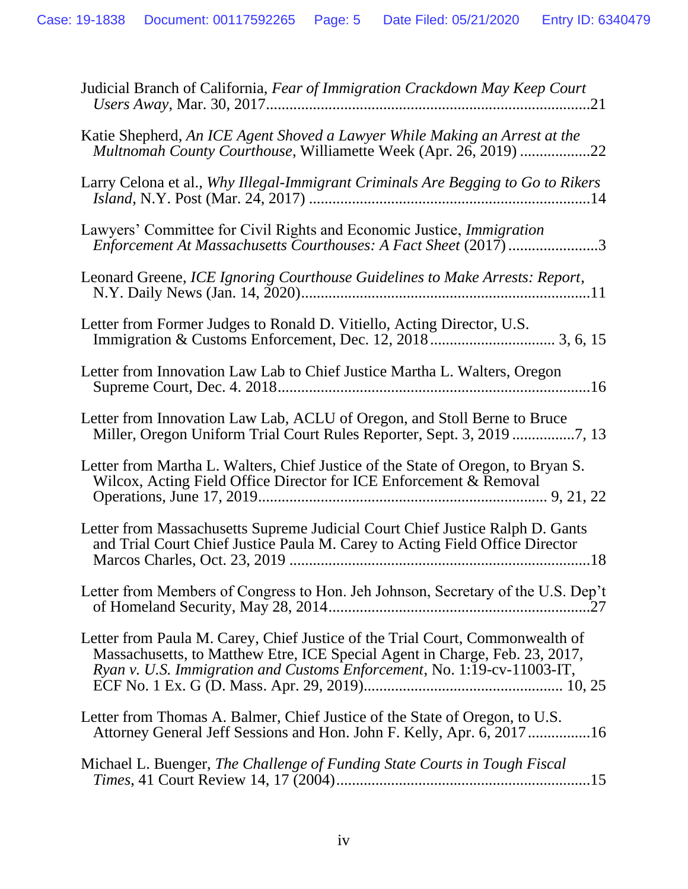Judicial Branch of California, *Fear of Immigration Crackdown May Keep Court Users Away*, Mar. 30, 2017....................................................................................21

Katie Shepherd, *An ICE Agent Shoved a Lawyer While Making an Arrest at the Multnomah County Courthouse*, Williamette Week (Apr. 26, 2019) ..................22

Larry Celona et al., *Why Illegal-Immigrant Criminals Are Begging to Go to Rikers Island*, N.Y. Post (Mar. 24, 2017) .......................................................................14

Lawyers' Committee for Civil Rights and Economic Justice, *Immigration Enforcement At Massachusetts Courthouses: A Fact Sheet* (2017) .......................3

Leonard Greene, *ICE Ignoring Courthouse Guidelines to Make Arrests: Report*, N.Y. Daily News (Jan. 14, 2020).........................................................................11

Letter from Former Judges to Ronald D. Vitiello, Acting Director, U.S. Immigration & Customs Enforcement, Dec. 12, 2018 ................................ 3, 6, 15

Letter from Innovation Law Lab to Chief Justice Martha L. Walters, Oregon Supreme Court, Dec. 4. 2018...............................................................................16

Letter from Innovation Law Lab, ACLU of Oregon, and Stoll Berne to Bruce Miller, Oregon Uniform Trial Court Rules Reporter, Sept. 3, 2019 ................7, 13

Letter from Martha L. Walters, Chief Justice of the State of Oregon, to Bryan S. Wilcox, Acting Field Office Director for ICE Enforcement & Removal Operations, June 17, 2019........................................................................ 9, 21, 22

Letter from Massachusetts Supreme Judicial Court Chief Justice Ralph D. Gants and Trial Court Chief Justice Paula M. Carey to Acting Field Office Director Marcos Charles, Oct. 23, 2019 .............................................................................18

Letter from Members of Congress to Hon. Jeh Johnson, Secretary of the U.S. Dep't of Homeland Security, May 28, 2014..................................................................27

Letter from Paula M. Carey, Chief Justice of the Trial Court, Commonwealth of Massachusetts, to Matthew Etre, ICE Special Agent in Charge, Feb. 23, 2017, *Ryan v. U.S. Immigration and Customs Enforcement*, No. 1:19-cv-11003-IT, ECF No. 1 Ex. G (D. Mass. Apr. 29, 2019).................................................. 10, 25

Letter from Thomas A. Balmer, Chief Justice of the State of Oregon, to U.S. Attorney General Jeff Sessions and Hon. John F. Kelly, Apr. 6, 2017................16

Michael L. Buenger, *The Challenge of Funding State Courts in Tough Fiscal Times*, 41 Court Review 14, 17 (2004)................................................................15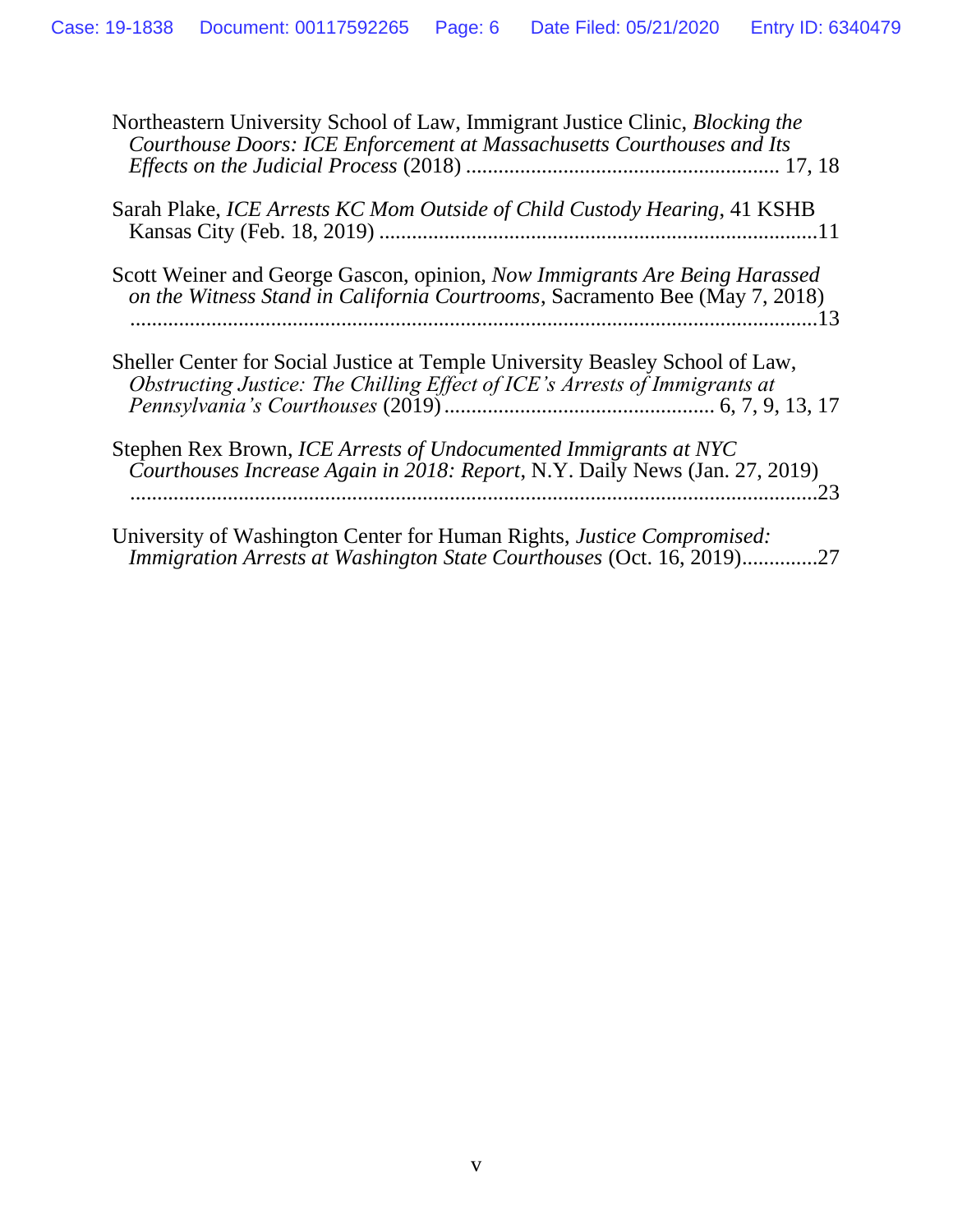Northeastern University School of Law, Immigrant Justice Clinic, *Blocking the Courthouse Doors: ICE Enforcement at Massachusetts Courthouses and Its Effects on the Judicial Process* (2018) ......................................................... 17, 18

Sarah Plake, *ICE Arrests KC Mom Outside of Child Custody Hearing*, 41 KSHB Kansas City (Feb. 18, 2019) ...............................................................................11

Scott Weiner and George Gascon, opinion, *Now Immigrants Are Being Harassed on the Witness Stand in California Courtrooms*, Sacramento Bee (May 7, 2018) ...............................................................................................................13

Sheller Center for Social Justice at Temple University Beasley School of Law, *Obstructing Justice: The Chilling Effect of ICE's Arrests of Immigrants at Pennsylvania's Courthouses* (2019) ................................................ 6, 7, 9, 13, 17

Stephen Rex Brown, *ICE Arrests of Undocumented Immigrants at NYC Courthouses Increase Again in 2018: Report*, N.Y. Daily News (Jan. 27, 2019) ...............................................................................................................23

University of Washington Center for Human Rights, *Justice Compromised: Immigration Arrests at Washington State Courthouses* (Oct. 16, 2019)..............27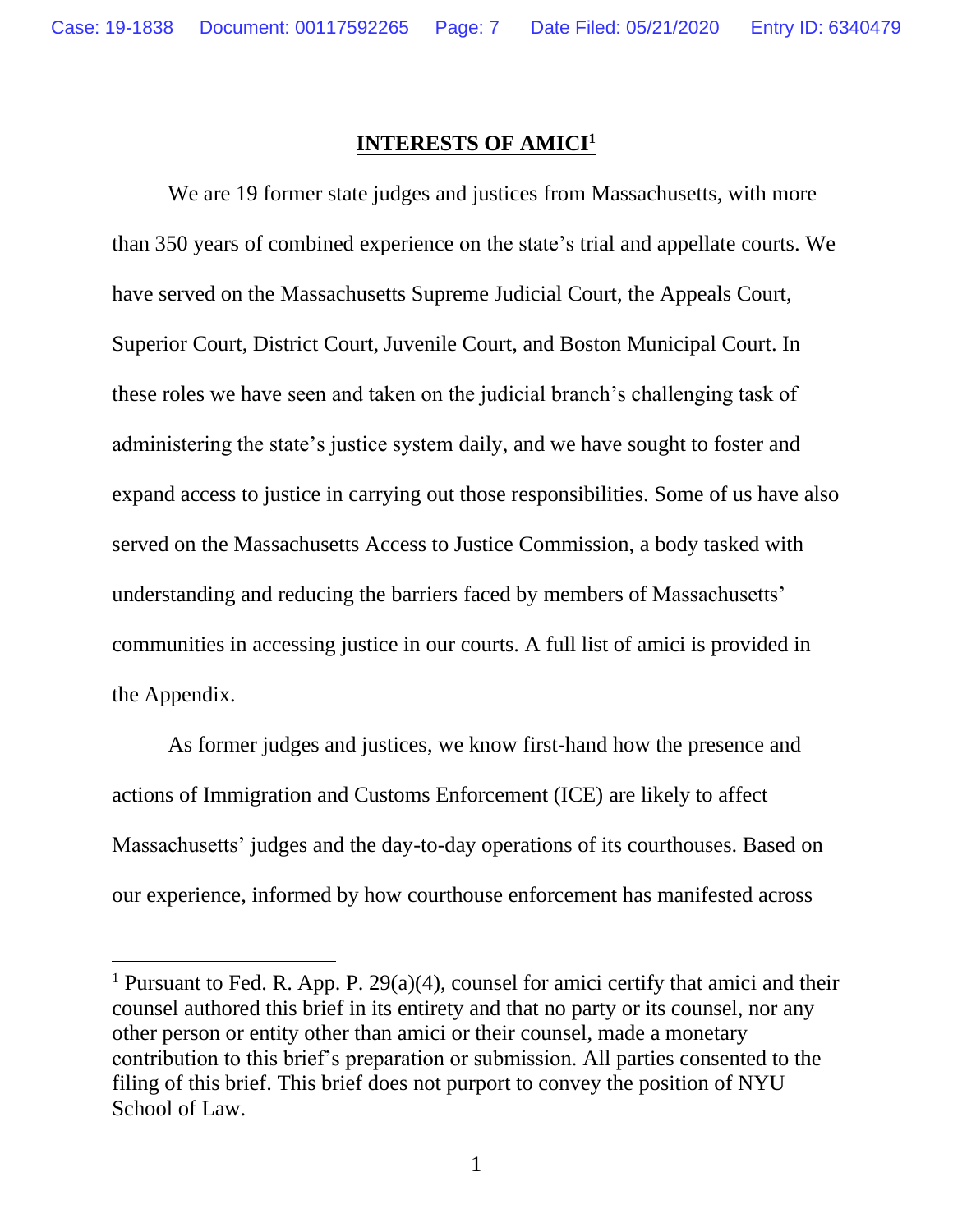## INTERESTS OF AMICI[1]

We are 19 former state judges and justices from Massachusetts, with more than 350 years of combined experience on the state's trial and appellate courts. We have served on the Massachusetts Supreme Judicial Court, the Appeals Court, Superior Court, District Court, Juvenile Court, and Boston Municipal Court. In these roles we have seen and taken on the judicial branch's challenging task of administering the state's justice system daily, and we have sought to foster and expand access to justice in carrying out those responsibilities. Some of us have also served on the Massachusetts Access to Justice Commission, a body tasked with understanding and reducing the barriers faced by members of Massachusetts' communities in accessing justice in our courts. A full list of amici is provided in the Appendix.

As former judges and justices, we know first-hand how the presence and actions of Immigration and Customs Enforcement (ICE) are likely to affect Massachusetts' judges and the day-to-day operations of its courthouses. Based on our experience, informed by how courthouse enforcement has manifested across

---

[1] Pursuant to Fed. R. App. P. 29(a)(4), counsel for amici certify that amici and their counsel authored this brief in its entirety and that no party or its counsel, nor any other person or entity other than amici or their counsel, made a monetary contribution to this brief's preparation or submission. All parties consented to the filing of this brief. This brief does not purport to convey the position of NYU School of Law.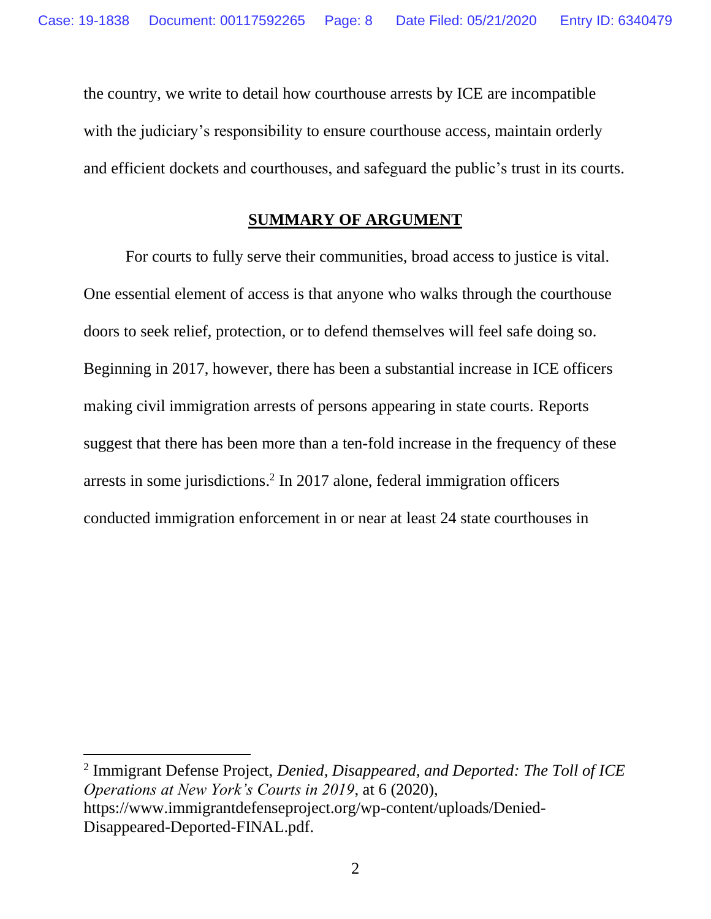the country, we write to detail how courthouse arrests by ICE are incompatible with the judiciary's responsibility to ensure courthouse access, maintain orderly and efficient dockets and courthouses, and safeguard the public's trust in its courts.

## SUMMARY OF ARGUMENT

For courts to fully serve their communities, broad access to justice is vital. One essential element of access is that anyone who walks through the courthouse doors to seek relief, protection, or to defend themselves will feel safe doing so. Beginning in 2017, however, there has been a substantial increase in ICE officers making civil immigration arrests of persons appearing in state courts. Reports suggest that there has been more than a ten-fold increase in the frequency of these arrests in some jurisdictions.[2] In 2017 alone, federal immigration officers conducted immigration enforcement in or near at least 24 state courthouses in

---

[2] Immigrant Defense Project, *Denied, Disappeared, and Deported: The Toll of ICE Operations at New York's Courts in 2019*, at 6 (2020), https://www.immigrantdefenseproject.org/wp-content/uploads/Denied-Disappeared-Deported-FINAL.pdf.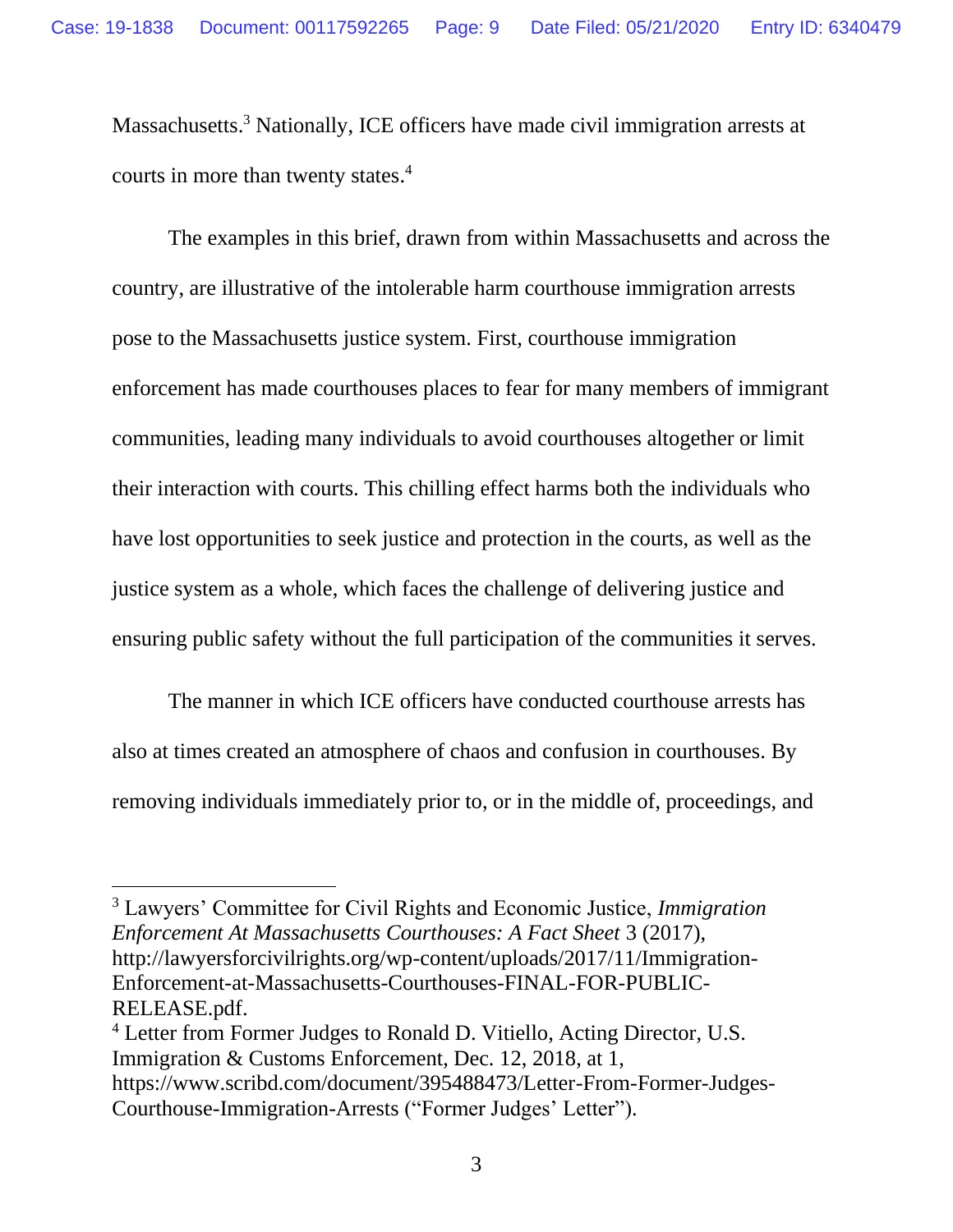Massachusetts.[3] Nationally, ICE officers have made civil immigration arrests at courts in more than twenty states.[4]

The examples in this brief, drawn from within Massachusetts and across the country, are illustrative of the intolerable harm courthouse immigration arrests pose to the Massachusetts justice system. First, courthouse immigration enforcement has made courthouses places to fear for many members of immigrant communities, leading many individuals to avoid courthouses altogether or limit their interaction with courts. This chilling effect harms both the individuals who have lost opportunities to seek justice and protection in the courts, as well as the justice system as a whole, which faces the challenge of delivering justice and ensuring public safety without the full participation of the communities it serves.

The manner in which ICE officers have conducted courthouse arrests has also at times created an atmosphere of chaos and confusion in courthouses. By removing individuals immediately prior to, or in the middle of, proceedings, and

---

[3] Lawyers' Committee for Civil Rights and Economic Justice, *Immigration Enforcement At Massachusetts Courthouses: A Fact Sheet* 3 (2017), http://lawyersforcivilrights.org/wp-content/uploads/2017/11/Immigration-Enforcement-at-Massachusetts-Courthouses-FINAL-FOR-PUBLIC-RELEASE.pdf.

[4] Letter from Former Judges to Ronald D. Vitiello, Acting Director, U.S. Immigration & Customs Enforcement, Dec. 12, 2018, at 1, https://www.scribd.com/document/395488473/Letter-From-Former-Judges-Courthouse-Immigration-Arrests ("Former Judges' Letter").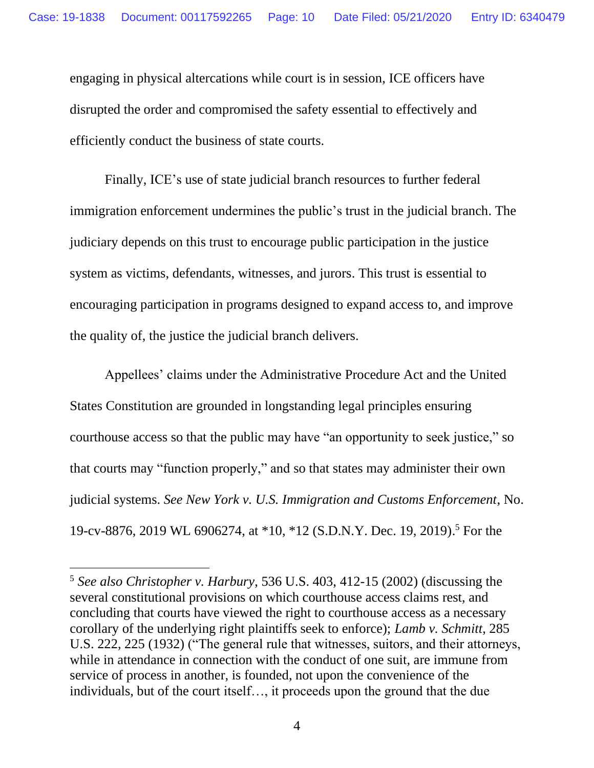engaging in physical altercations while court is in session, ICE officers have disrupted the order and compromised the safety essential to effectively and efficiently conduct the business of state courts.

Finally, ICE's use of state judicial branch resources to further federal immigration enforcement undermines the public's trust in the judicial branch. The judiciary depends on this trust to encourage public participation in the justice system as victims, defendants, witnesses, and jurors. This trust is essential to encouraging participation in programs designed to expand access to, and improve the quality of, the justice the judicial branch delivers.

Appellees' claims under the Administrative Procedure Act and the United States Constitution are grounded in longstanding legal principles ensuring courthouse access so that the public may have "an opportunity to seek justice," so that courts may "function properly," and so that states may administer their own judicial systems. *See New York v. U.S. Immigration and Customs Enforcement*, No. 19-cv-8876, 2019 WL 6906274, at *10, *12 (S.D.N.Y. Dec. 19, 2019).[5] For the

---

[5] *See also Christopher v. Harbury*, 536 U.S. 403, 412-15 (2002) (discussing the several constitutional provisions on which courthouse access claims rest, and concluding that courts have viewed the right to courthouse access as a necessary corollary of the underlying right plaintiffs seek to enforce); *Lamb v. Schmitt*, 285 U.S. 222, 225 (1932) ("The general rule that witnesses, suitors, and their attorneys, while in attendance in connection with the conduct of one suit, are immune from service of process in another, is founded, not upon the convenience of the individuals, but of the court itself…, it proceeds upon the ground that the due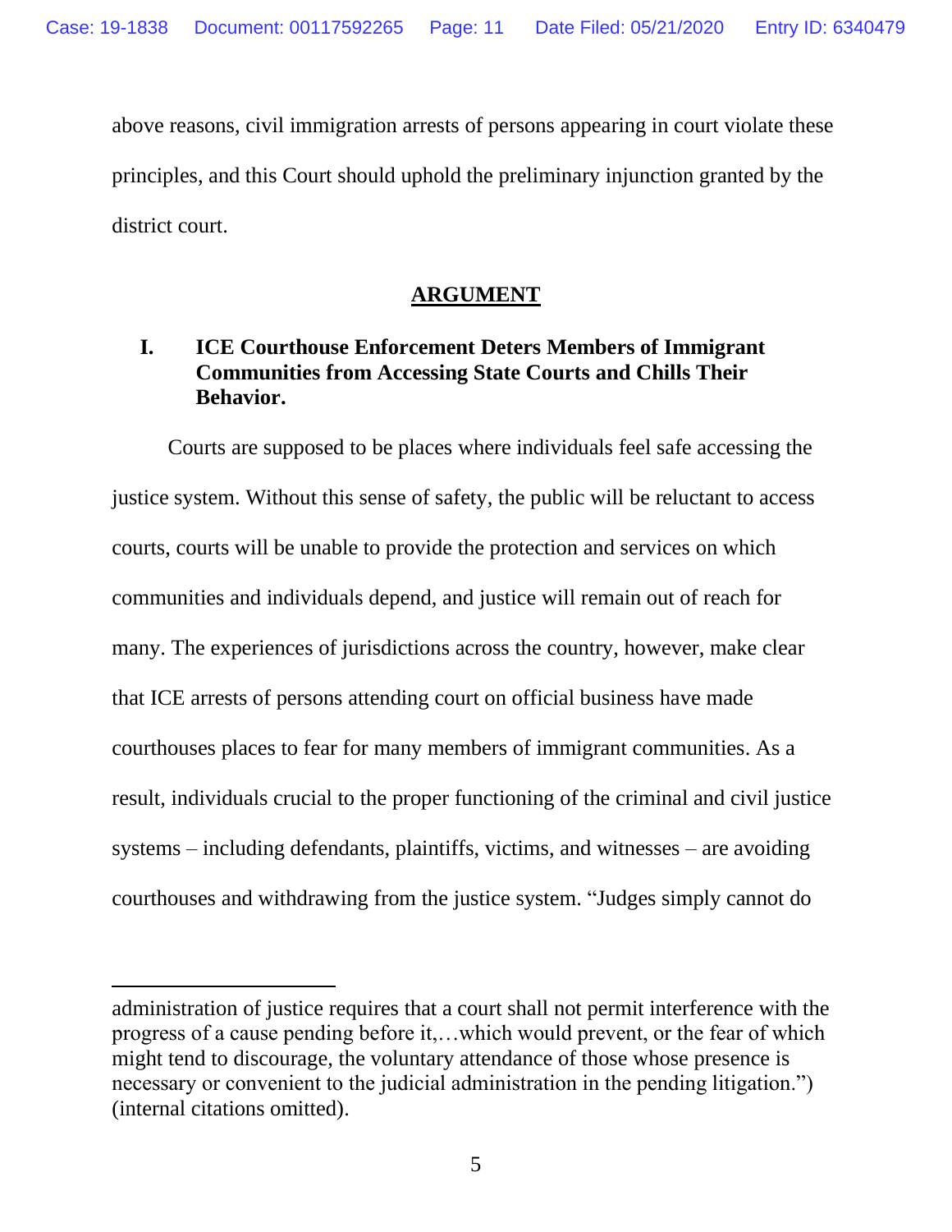above reasons, civil immigration arrests of persons appearing in court violate these principles, and this Court should uphold the preliminary injunction granted by the district court.

## ARGUMENT

### I. ICE Courthouse Enforcement Deters Members of Immigrant Communities from Accessing State Courts and Chills Their Behavior.

Courts are supposed to be places where individuals feel safe accessing the justice system. Without this sense of safety, the public will be reluctant to access courts, courts will be unable to provide the protection and services on which communities and individuals depend, and justice will remain out of reach for many. The experiences of jurisdictions across the country, however, make clear that ICE arrests of persons attending court on official business have made courthouses places to fear for many members of immigrant communities. As a result, individuals crucial to the proper functioning of the criminal and civil justice systems – including defendants, plaintiffs, victims, and witnesses – are avoiding courthouses and withdrawing from the justice system. "Judges simply cannot do

---

administration of justice requires that a court shall not permit interference with the progress of a cause pending before it,…which would prevent, or the fear of which might tend to discourage, the voluntary attendance of those whose presence is necessary or convenient to the judicial administration in the pending litigation.") (internal citations omitted).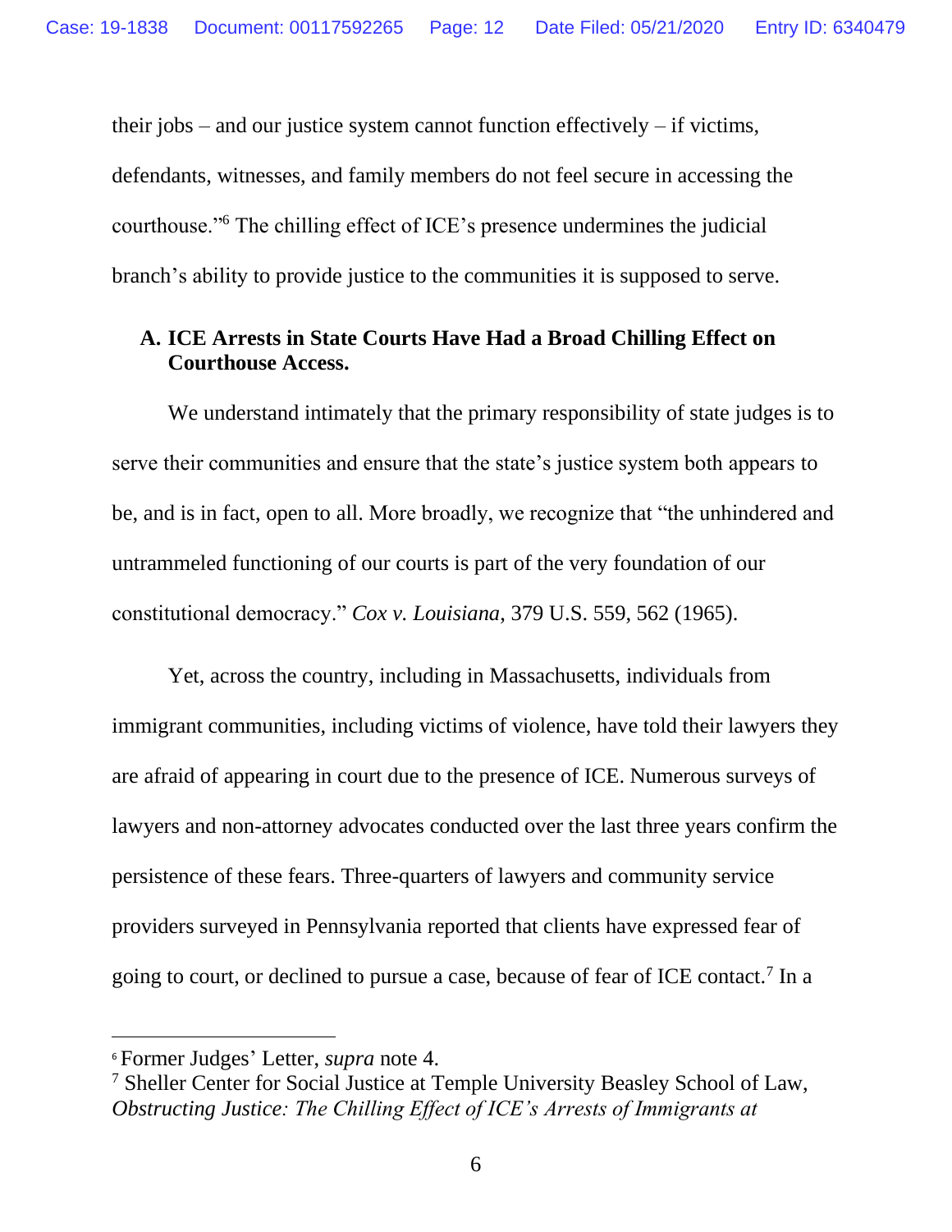their jobs – and our justice system cannot function effectively – if victims, defendants, witnesses, and family members do not feel secure in accessing the courthouse."[6] The chilling effect of ICE's presence undermines the judicial branch's ability to provide justice to the communities it is supposed to serve.

### A. ICE Arrests in State Courts Have Had a Broad Chilling Effect on Courthouse Access.

We understand intimately that the primary responsibility of state judges is to serve their communities and ensure that the state's justice system both appears to be, and is in fact, open to all. More broadly, we recognize that "the unhindered and untrammeled functioning of our courts is part of the very foundation of our constitutional democracy." *Cox v. Louisiana*, 379 U.S. 559, 562 (1965).

Yet, across the country, including in Massachusetts, individuals from immigrant communities, including victims of violence, have told their lawyers they are afraid of appearing in court due to the presence of ICE. Numerous surveys of lawyers and non-attorney advocates conducted over the last three years confirm the persistence of these fears. Three-quarters of lawyers and community service providers surveyed in Pennsylvania reported that clients have expressed fear of going to court, or declined to pursue a case, because of fear of ICE contact.[7] In a

---

[6] Former Judges' Letter, *supra* note 4.

[7] Sheller Center for Social Justice at Temple University Beasley School of Law, *Obstructing Justice: The Chilling Effect of ICE's Arrests of Immigrants at*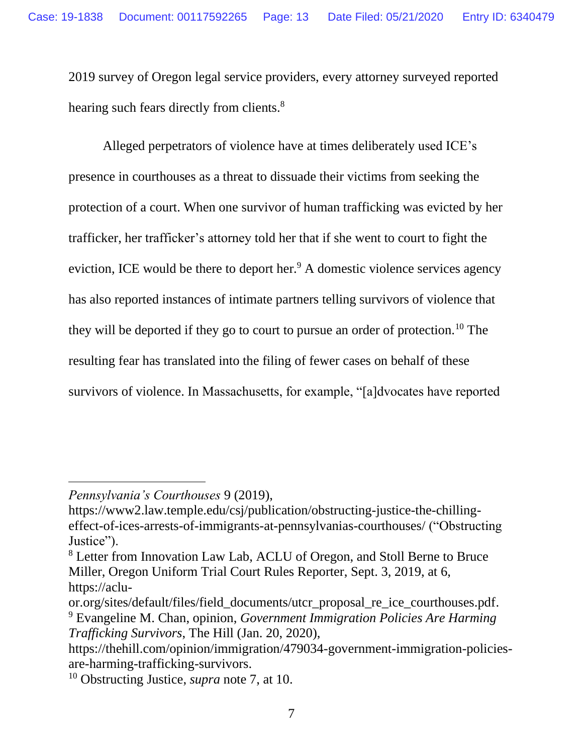2019 survey of Oregon legal service providers, every attorney surveyed reported hearing such fears directly from clients.[8]

Alleged perpetrators of violence have at times deliberately used ICE's presence in courthouses as a threat to dissuade their victims from seeking the protection of a court. When one survivor of human trafficking was evicted by her trafficker, her trafficker's attorney told her that if she went to court to fight the eviction, ICE would be there to deport her.[9] A domestic violence services agency has also reported instances of intimate partners telling survivors of violence that they will be deported if they go to court to pursue an order of protection.[10] The resulting fear has translated into the filing of fewer cases on behalf of these survivors of violence. In Massachusetts, for example, "[a]dvocates have reported

---

*Pennsylvania's Courthouses* 9 (2019), https://www2.law.temple.edu/csj/publication/obstructing-justice-the-chilling-effect-of-ices-arrests-of-immigrants-at-pennsylvanias-courthouses/ ("Obstructing Justice").

[8] Letter from Innovation Law Lab, ACLU of Oregon, and Stoll Berne to Bruce Miller, Oregon Uniform Trial Court Rules Reporter, Sept. 3, 2019, at 6, https://aclu-or.org/sites/default/files/field_documents/utcr_proposal_re_ice_courthouses.pdf.

[9] Evangeline M. Chan, opinion, *Government Immigration Policies Are Harming Trafficking Survivors*, The Hill (Jan. 20, 2020), https://thehill.com/opinion/immigration/479034-government-immigration-policies-are-harming-trafficking-survivors.

[10] Obstructing Justice, *supra* note 7, at 10.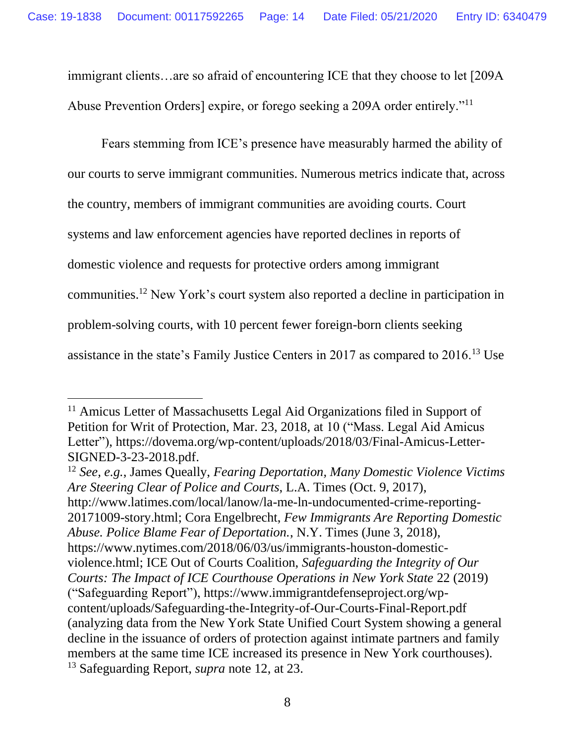immigrant clients…are so afraid of encountering ICE that they choose to let [209A Abuse Prevention Orders] expire, or forego seeking a 209A order entirely."[11]

Fears stemming from ICE's presence have measurably harmed the ability of our courts to serve immigrant communities. Numerous metrics indicate that, across the country, members of immigrant communities are avoiding courts. Court systems and law enforcement agencies have reported declines in reports of domestic violence and requests for protective orders among immigrant communities.[12] New York's court system also reported a decline in participation in problem-solving courts, with 10 percent fewer foreign-born clients seeking assistance in the state's Family Justice Centers in 2017 as compared to 2016.[13] Use

---

[11] Amicus Letter of Massachusetts Legal Aid Organizations filed in Support of Petition for Writ of Protection, Mar. 23, 2018, at 10 ("Mass. Legal Aid Amicus Letter"), https://dovema.org/wp-content/uploads/2018/03/Final-Amicus-Letter-SIGNED-3-23-2018.pdf.

[12] *See, e.g.*, James Queally, *Fearing Deportation, Many Domestic Violence Victims Are Steering Clear of Police and Courts*, L.A. Times (Oct. 9, 2017), http://www.latimes.com/local/lanow/la-me-ln-undocumented-crime-reporting-20171009-story.html; Cora Engelbrecht, *Few Immigrants Are Reporting Domestic Abuse. Police Blame Fear of Deportation.*, N.Y. Times (June 3, 2018), https://www.nytimes.com/2018/06/03/us/immigrants-houston-domestic-violence.html; ICE Out of Courts Coalition, *Safeguarding the Integrity of Our Courts: The Impact of ICE Courthouse Operations in New York State* 22 (2019) ("Safeguarding Report"), https://www.immigrantdefenseproject.org/wp-content/uploads/Safeguarding-the-Integrity-of-Our-Courts-Final-Report.pdf (analyzing data from the New York State Unified Court System showing a general decline in the issuance of orders of protection against intimate partners and family members at the same time ICE increased its presence in New York courthouses).

[13] Safeguarding Report, *supra* note 12, at 23.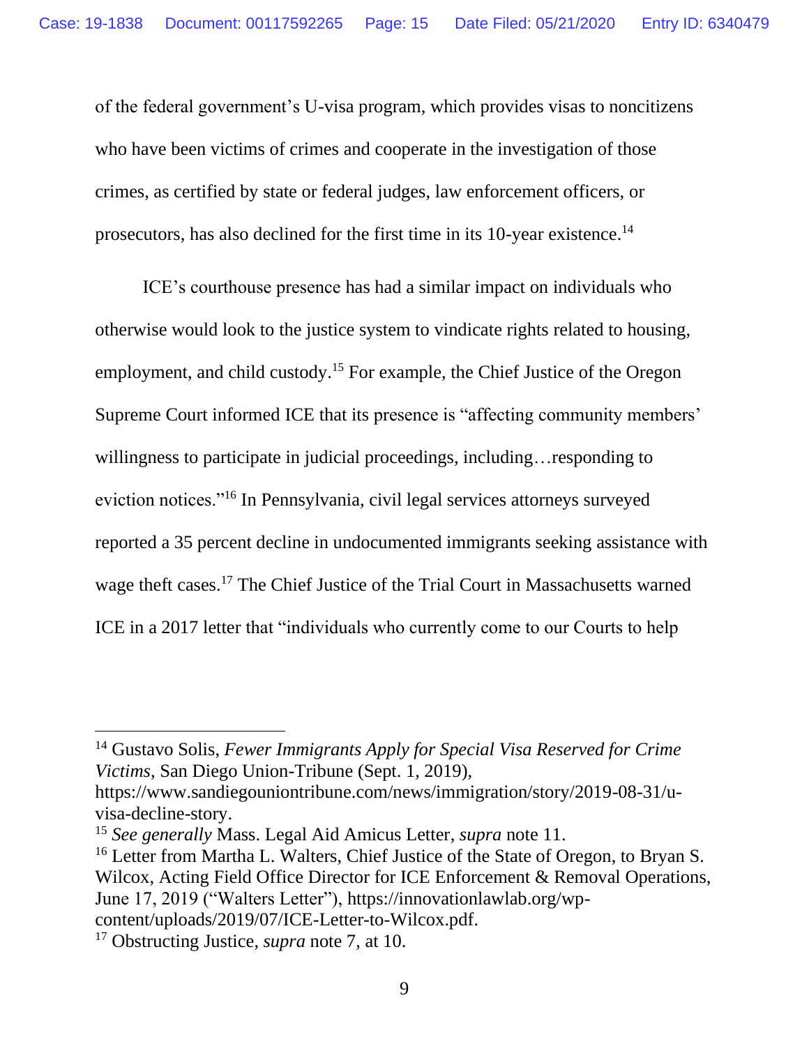of the federal government's U-visa program, which provides visas to noncitizens who have been victims of crimes and cooperate in the investigation of those crimes, as certified by state or federal judges, law enforcement officers, or prosecutors, has also declined for the first time in its 10-year existence.[14]

ICE's courthouse presence has had a similar impact on individuals who otherwise would look to the justice system to vindicate rights related to housing, employment, and child custody.[15] For example, the Chief Justice of the Oregon Supreme Court informed ICE that its presence is "affecting community members' willingness to participate in judicial proceedings, including…responding to eviction notices."[16] In Pennsylvania, civil legal services attorneys surveyed reported a 35 percent decline in undocumented immigrants seeking assistance with wage theft cases.[17] The Chief Justice of the Trial Court in Massachusetts warned ICE in a 2017 letter that "individuals who currently come to our Courts to help

---

[14] Gustavo Solis, *Fewer Immigrants Apply for Special Visa Reserved for Crime Victims*, San Diego Union-Tribune (Sept. 1, 2019), https://www.sandiegouniontribune.com/news/immigration/story/2019-08-31/u-visa-decline-story.

[15] *See generally* Mass. Legal Aid Amicus Letter, *supra* note 11.

[16] Letter from Martha L. Walters, Chief Justice of the State of Oregon, to Bryan S. Wilcox, Acting Field Office Director for ICE Enforcement & Removal Operations, June 17, 2019 ("Walters Letter"), https://innovationlawlab.org/wp-content/uploads/2019/07/ICE-Letter-to-Wilcox.pdf.

[17] Obstructing Justice, *supra* note 7, at 10.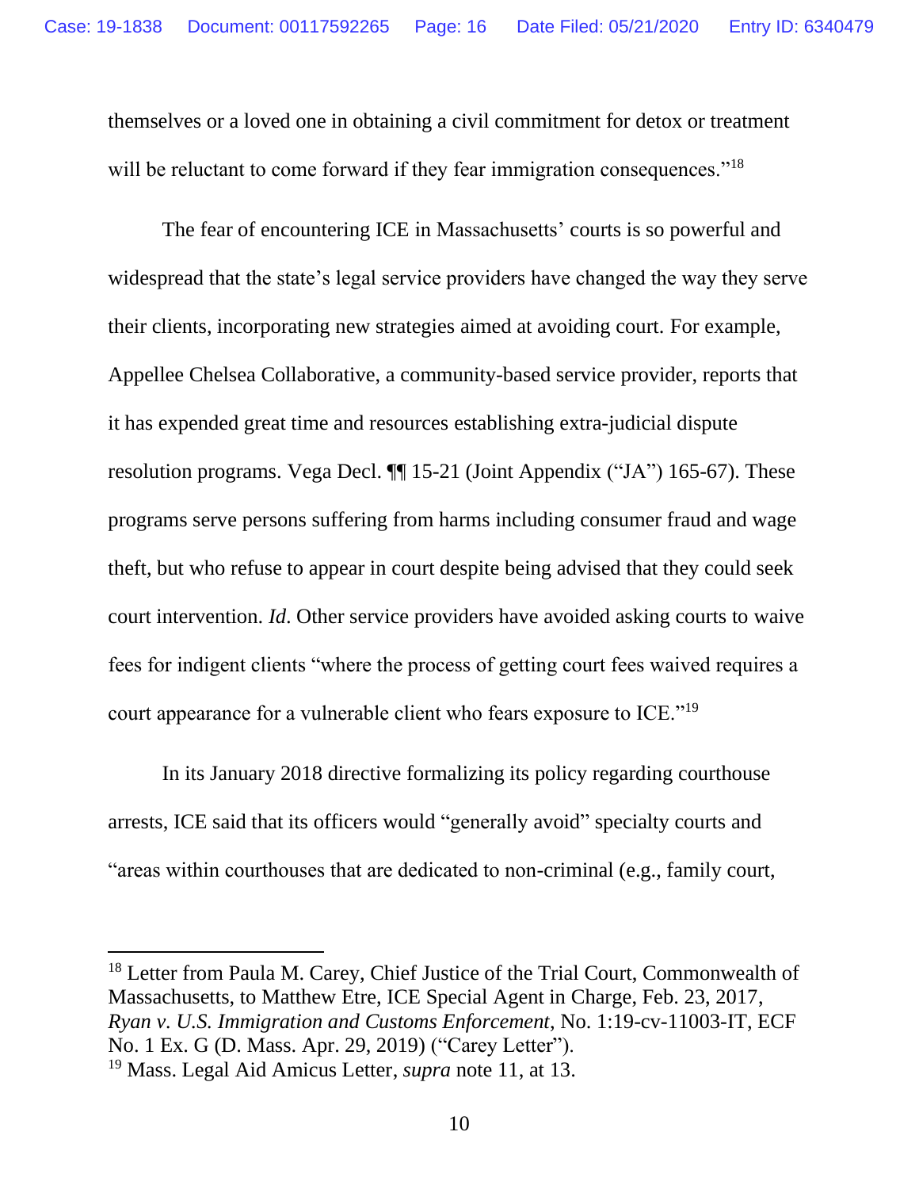themselves or a loved one in obtaining a civil commitment for detox or treatment will be reluctant to come forward if they fear immigration consequences."[18]

The fear of encountering ICE in Massachusetts' courts is so powerful and widespread that the state's legal service providers have changed the way they serve their clients, incorporating new strategies aimed at avoiding court. For example, Appellee Chelsea Collaborative, a community-based service provider, reports that it has expended great time and resources establishing extra-judicial dispute resolution programs. Vega Decl. ¶¶ 15-21 (Joint Appendix ("JA") 165-67). These programs serve persons suffering from harms including consumer fraud and wage theft, but who refuse to appear in court despite being advised that they could seek court intervention. *Id*. Other service providers have avoided asking courts to waive fees for indigent clients "where the process of getting court fees waived requires a court appearance for a vulnerable client who fears exposure to ICE."[19]

In its January 2018 directive formalizing its policy regarding courthouse arrests, ICE said that its officers would "generally avoid" specialty courts and "areas within courthouses that are dedicated to non-criminal (e.g., family court,

---

[18] Letter from Paula M. Carey, Chief Justice of the Trial Court, Commonwealth of Massachusetts, to Matthew Etre, ICE Special Agent in Charge, Feb. 23, 2017, *Ryan v. U.S. Immigration and Customs Enforcement*, No. 1:19-cv-11003-IT, ECF No. 1 Ex. G (D. Mass. Apr. 29, 2019) ("Carey Letter").

[19] Mass. Legal Aid Amicus Letter, *supra* note 11, at 13.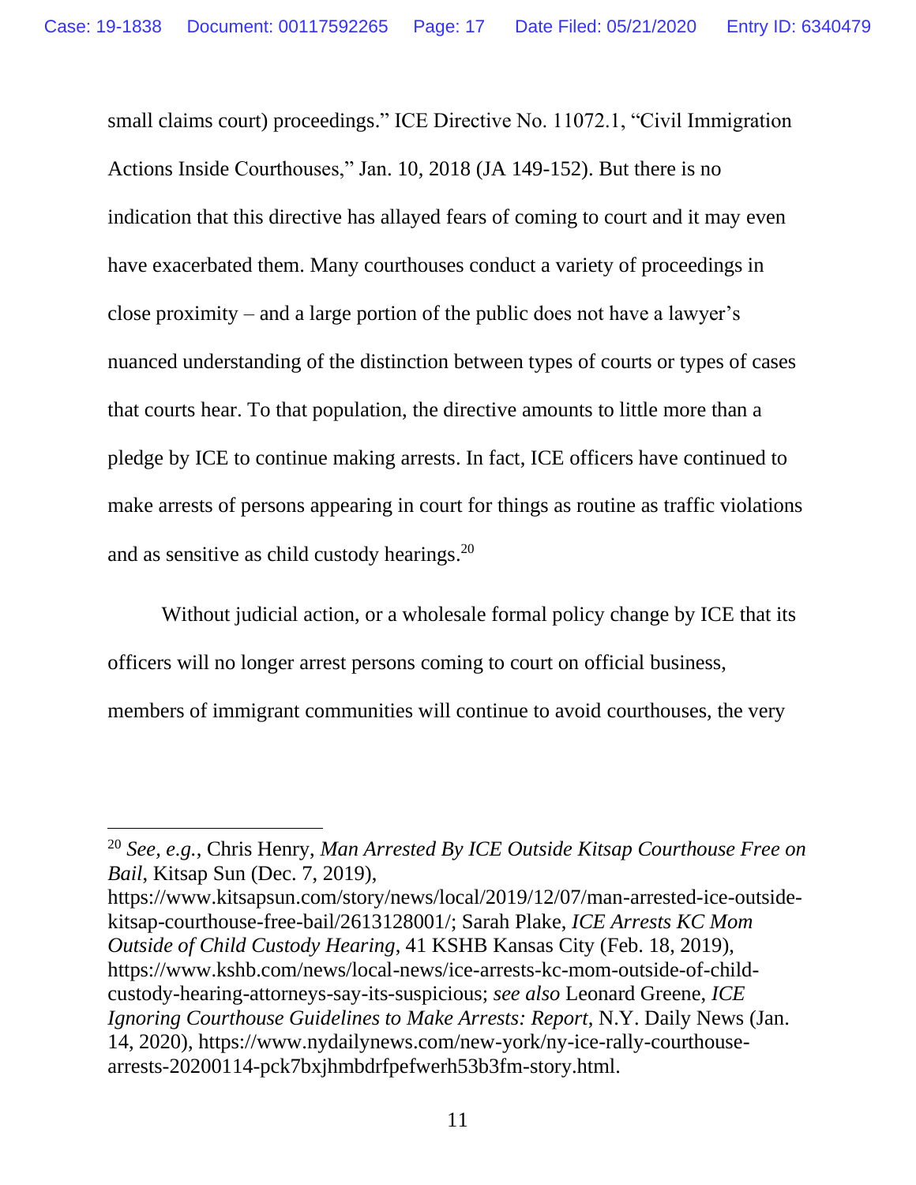small claims court) proceedings." ICE Directive No. 11072.1, "Civil Immigration Actions Inside Courthouses," Jan. 10, 2018 (JA 149-152). But there is no indication that this directive has allayed fears of coming to court and it may even have exacerbated them. Many courthouses conduct a variety of proceedings in close proximity – and a large portion of the public does not have a lawyer's nuanced understanding of the distinction between types of courts or types of cases that courts hear. To that population, the directive amounts to little more than a pledge by ICE to continue making arrests. In fact, ICE officers have continued to make arrests of persons appearing in court for things as routine as traffic violations and as sensitive as child custody hearings.[20]

Without judicial action, or a wholesale formal policy change by ICE that its officers will no longer arrest persons coming to court on official business, members of immigrant communities will continue to avoid courthouses, the very

---

[20] *See, e.g.*, Chris Henry, *Man Arrested By ICE Outside Kitsap Courthouse Free on Bail*, Kitsap Sun (Dec. 7, 2019), https://www.kitsapsun.com/story/news/local/2019/12/07/man-arrested-ice-outside-kitsap-courthouse-free-bail/2613128001/; Sarah Plake, *ICE Arrests KC Mom Outside of Child Custody Hearing*, 41 KSHB Kansas City (Feb. 18, 2019), https://www.kshb.com/news/local-news/ice-arrests-kc-mom-outside-of-child-custody-hearing-attorneys-say-its-suspicious; *see also* Leonard Greene, *ICE Ignoring Courthouse Guidelines to Make Arrests: Report*, N.Y. Daily News (Jan. 14, 2020), https://www.nydailynews.com/new-york/ny-ice-rally-courthouse-arrests-20200114-pck7bxjhmbdrfpefwerh53b3fm-story.html.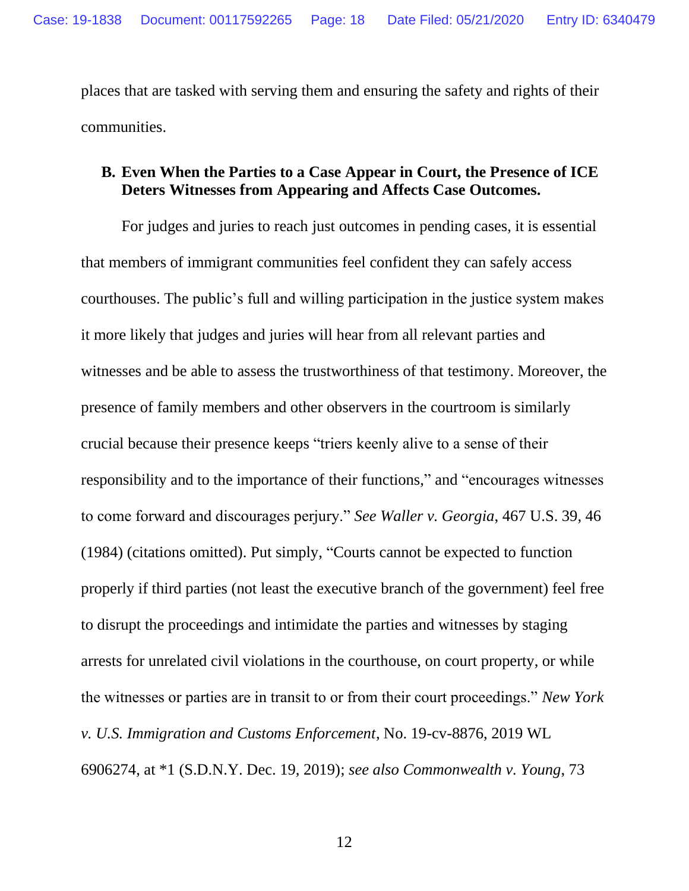places that are tasked with serving them and ensuring the safety and rights of their communities.

### B. Even When the Parties to a Case Appear in Court, the Presence of ICE Deters Witnesses from Appearing and Affects Case Outcomes.

For judges and juries to reach just outcomes in pending cases, it is essential that members of immigrant communities feel confident they can safely access courthouses. The public's full and willing participation in the justice system makes it more likely that judges and juries will hear from all relevant parties and witnesses and be able to assess the trustworthiness of that testimony. Moreover, the presence of family members and other observers in the courtroom is similarly crucial because their presence keeps "triers keenly alive to a sense of their responsibility and to the importance of their functions," and "encourages witnesses to come forward and discourages perjury." *See Waller v. Georgia*, 467 U.S. 39, 46 (1984) (citations omitted). Put simply, "Courts cannot be expected to function properly if third parties (not least the executive branch of the government) feel free to disrupt the proceedings and intimidate the parties and witnesses by staging arrests for unrelated civil violations in the courthouse, on court property, or while the witnesses or parties are in transit to or from their court proceedings." *New York v. U.S. Immigration and Customs Enforcement*, No. 19-cv-8876, 2019 WL 6906274, at *1 (S.D.N.Y. Dec. 19, 2019); *see also Commonwealth v. Young*, 73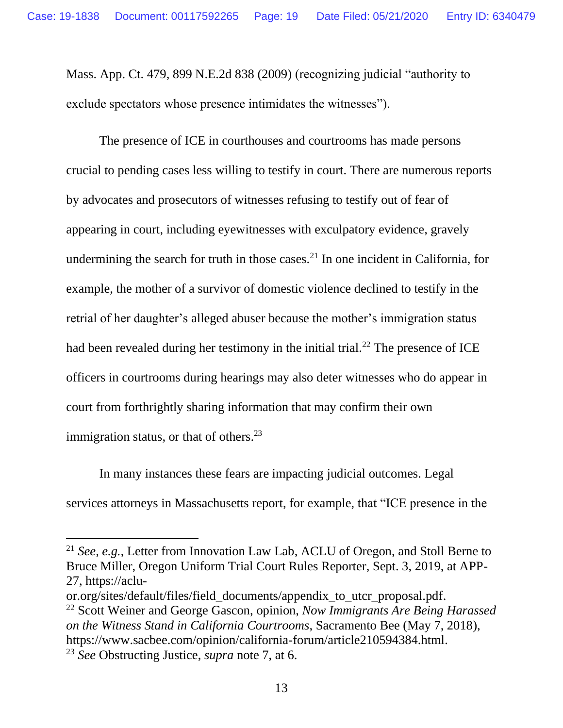Mass. App. Ct. 479, 899 N.E.2d 838 (2009) (recognizing judicial "authority to exclude spectators whose presence intimidates the witnesses").

The presence of ICE in courthouses and courtrooms has made persons crucial to pending cases less willing to testify in court. There are numerous reports by advocates and prosecutors of witnesses refusing to testify out of fear of appearing in court, including eyewitnesses with exculpatory evidence, gravely undermining the search for truth in those cases.[21] In one incident in California, for example, the mother of a survivor of domestic violence declined to testify in the retrial of her daughter's alleged abuser because the mother's immigration status had been revealed during her testimony in the initial trial.[22] The presence of ICE officers in courtrooms during hearings may also deter witnesses who do appear in court from forthrightly sharing information that may confirm their own immigration status, or that of others.[23]

In many instances these fears are impacting judicial outcomes. Legal services attorneys in Massachusetts report, for example, that "ICE presence in the

---

[21] *See, e.g.*, Letter from Innovation Law Lab, ACLU of Oregon, and Stoll Berne to Bruce Miller, Oregon Uniform Trial Court Rules Reporter, Sept. 3, 2019, at APP-27, https://aclu-or.org/sites/default/files/field_documents/appendix_to_utcr_proposal.pdf.

[22] Scott Weiner and George Gascon, opinion, *Now Immigrants Are Being Harassed on the Witness Stand in California Courtrooms*, Sacramento Bee (May 7, 2018), https://www.sacbee.com/opinion/california-forum/article210594384.html.

[23] *See* Obstructing Justice, *supra* note 7, at 6.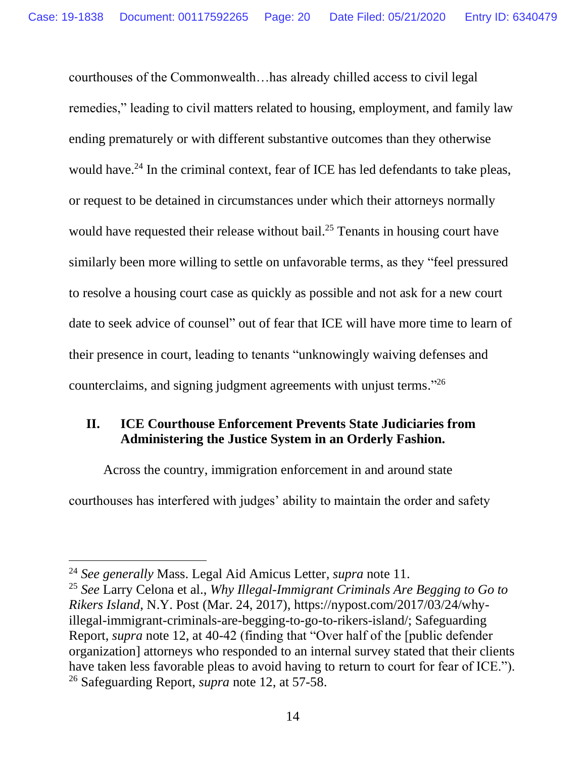courthouses of the Commonwealth…has already chilled access to civil legal remedies," leading to civil matters related to housing, employment, and family law ending prematurely or with different substantive outcomes than they otherwise would have.[24] In the criminal context, fear of ICE has led defendants to take pleas, or request to be detained in circumstances under which their attorneys normally would have requested their release without bail.[25] Tenants in housing court have similarly been more willing to settle on unfavorable terms, as they "feel pressured to resolve a housing court case as quickly as possible and not ask for a new court date to seek advice of counsel" out of fear that ICE will have more time to learn of their presence in court, leading to tenants "unknowingly waiving defenses and counterclaims, and signing judgment agreements with unjust terms."[26]

## II. ICE Courthouse Enforcement Prevents State Judiciaries from Administering the Justice System in an Orderly Fashion.

Across the country, immigration enforcement in and around state courthouses has interfered with judges' ability to maintain the order and safety

---

[24] *See generally* Mass. Legal Aid Amicus Letter, *supra* note 11.

[25] *See* Larry Celona et al., *Why Illegal-Immigrant Criminals Are Begging to Go to Rikers Island*, N.Y. Post (Mar. 24, 2017), https://nypost.com/2017/03/24/why-illegal-immigrant-criminals-are-begging-to-go-to-rikers-island/; Safeguarding Report, *supra* note 12, at 40-42 (finding that "Over half of the [public defender organization] attorneys who responded to an internal survey stated that their clients have taken less favorable pleas to avoid having to return to court for fear of ICE.").

[26] Safeguarding Report, *supra* note 12, at 57-58.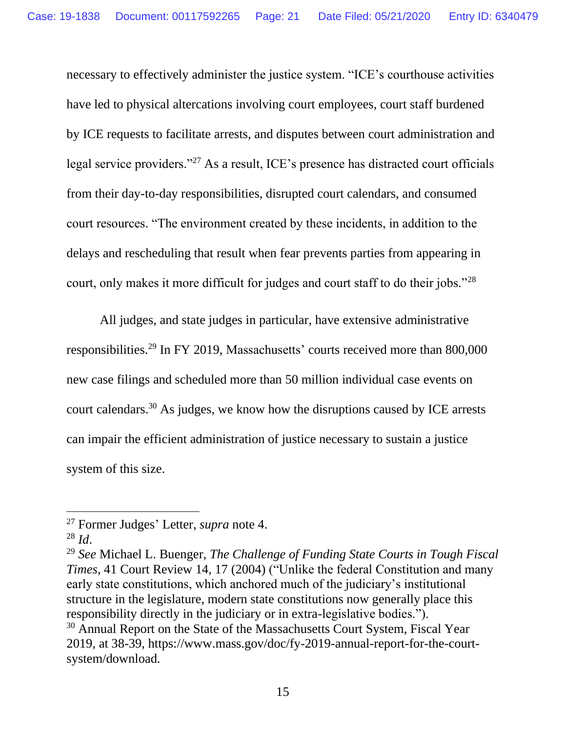necessary to effectively administer the justice system. "ICE's courthouse activities have led to physical altercations involving court employees, court staff burdened by ICE requests to facilitate arrests, and disputes between court administration and legal service providers."[27] As a result, ICE's presence has distracted court officials from their day-to-day responsibilities, disrupted court calendars, and consumed court resources. "The environment created by these incidents, in addition to the delays and rescheduling that result when fear prevents parties from appearing in court, only makes it more difficult for judges and court staff to do their jobs."[28]

All judges, and state judges in particular, have extensive administrative responsibilities.[29] In FY 2019, Massachusetts' courts received more than 800,000 new case filings and scheduled more than 50 million individual case events on court calendars.[30] As judges, we know how the disruptions caused by ICE arrests can impair the efficient administration of justice necessary to sustain a justice system of this size.

---

[27] Former Judges' Letter, *supra* note 4.

[28] *Id*.

[29] *See* Michael L. Buenger, *The Challenge of Funding State Courts in Tough Fiscal Times*, 41 Court Review 14, 17 (2004) ("Unlike the federal Constitution and many early state constitutions, which anchored much of the judiciary's institutional structure in the legislature, modern state constitutions now generally place this responsibility directly in the judiciary or in extra-legislative bodies.").

[30] Annual Report on the State of the Massachusetts Court System, Fiscal Year 2019, at 38-39, https://www.mass.gov/doc/fy-2019-annual-report-for-the-court-system/download.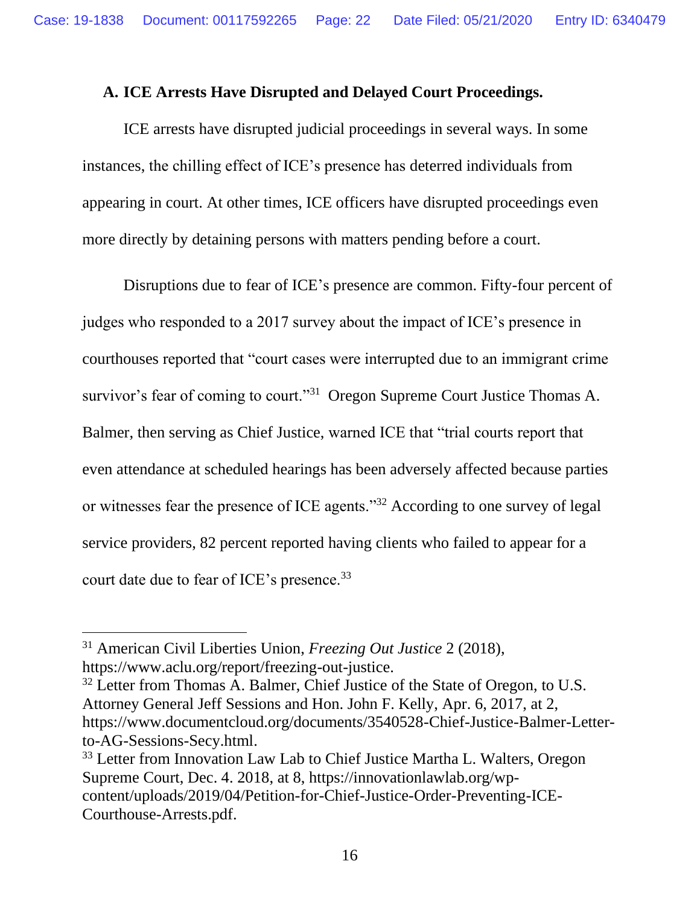### A. ICE Arrests Have Disrupted and Delayed Court Proceedings.

ICE arrests have disrupted judicial proceedings in several ways. In some instances, the chilling effect of ICE's presence has deterred individuals from appearing in court. At other times, ICE officers have disrupted proceedings even more directly by detaining persons with matters pending before a court.

Disruptions due to fear of ICE's presence are common. Fifty-four percent of judges who responded to a 2017 survey about the impact of ICE's presence in courthouses reported that "court cases were interrupted due to an immigrant crime survivor's fear of coming to court."[31] Oregon Supreme Court Justice Thomas A. Balmer, then serving as Chief Justice, warned ICE that "trial courts report that even attendance at scheduled hearings has been adversely affected because parties or witnesses fear the presence of ICE agents."[32] According to one survey of legal service providers, 82 percent reported having clients who failed to appear for a court date due to fear of ICE's presence.[33]

---

[31] American Civil Liberties Union, *Freezing Out Justice* 2 (2018), https://www.aclu.org/report/freezing-out-justice.

[32] Letter from Thomas A. Balmer, Chief Justice of the State of Oregon, to U.S. Attorney General Jeff Sessions and Hon. John F. Kelly, Apr. 6, 2017, at 2, https://www.documentcloud.org/documents/3540528-Chief-Justice-Balmer-Letter-to-AG-Sessions-Secy.html.

[33] Letter from Innovation Law Lab to Chief Justice Martha L. Walters, Oregon Supreme Court, Dec. 4. 2018, at 8, https://innovationlawlab.org/wp-content/uploads/2019/04/Petition-for-Chief-Justice-Order-Preventing-ICE-Courthouse-Arrests.pdf.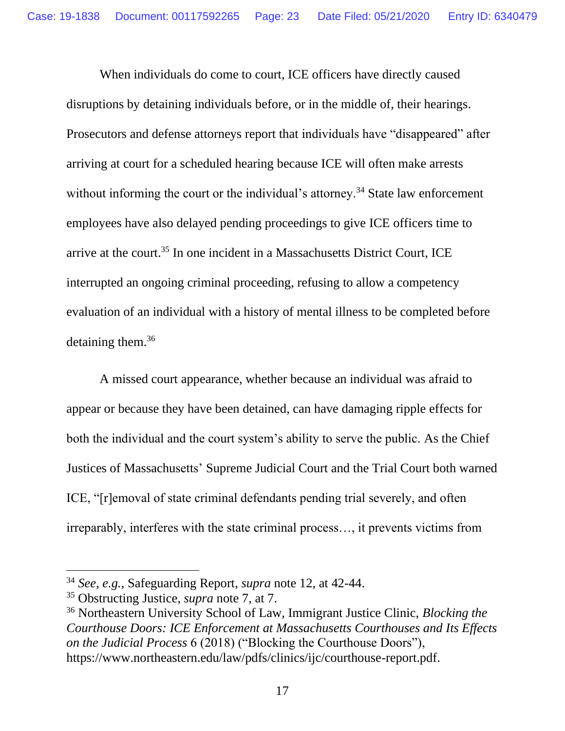When individuals do come to court, ICE officers have directly caused disruptions by detaining individuals before, or in the middle of, their hearings. Prosecutors and defense attorneys report that individuals have "disappeared" after arriving at court for a scheduled hearing because ICE will often make arrests without informing the court or the individual's attorney.[34] State law enforcement employees have also delayed pending proceedings to give ICE officers time to arrive at the court.[35] In one incident in a Massachusetts District Court, ICE interrupted an ongoing criminal proceeding, refusing to allow a competency evaluation of an individual with a history of mental illness to be completed before detaining them.[36]

A missed court appearance, whether because an individual was afraid to appear or because they have been detained, can have damaging ripple effects for both the individual and the court system's ability to serve the public. As the Chief Justices of Massachusetts' Supreme Judicial Court and the Trial Court both warned ICE, "[r]emoval of state criminal defendants pending trial severely, and often irreparably, interferes with the state criminal process…, it prevents victims from

---

[34] *See, e.g.*, Safeguarding Report, *supra* note 12, at 42-44.

[35] Obstructing Justice, *supra* note 7, at 7.

[36] Northeastern University School of Law, Immigrant Justice Clinic, *Blocking the Courthouse Doors: ICE Enforcement at Massachusetts Courthouses and Its Effects on the Judicial Process* 6 (2018) ("Blocking the Courthouse Doors"), https://www.northeastern.edu/law/pdfs/clinics/ijc/courthouse-report.pdf.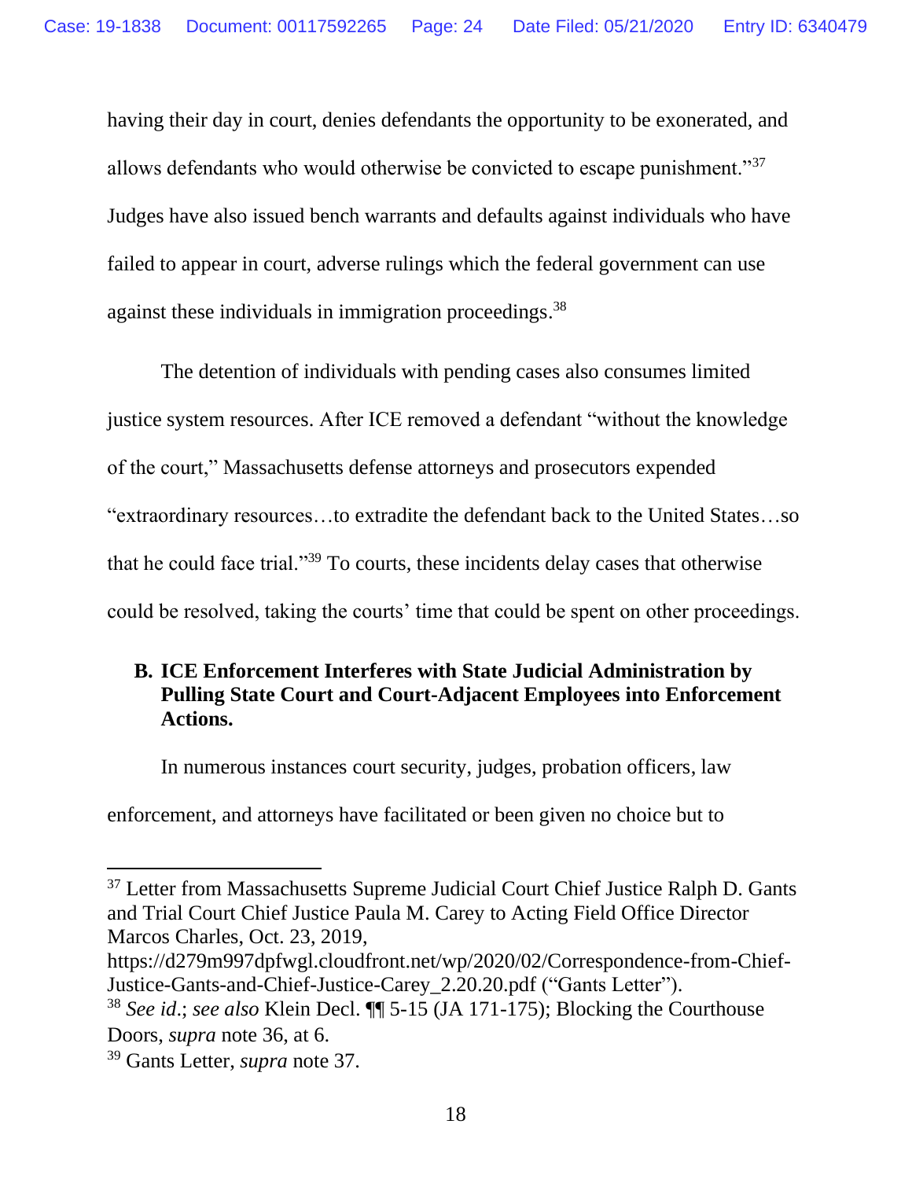having their day in court, denies defendants the opportunity to be exonerated, and allows defendants who would otherwise be convicted to escape punishment."[37] Judges have also issued bench warrants and defaults against individuals who have failed to appear in court, adverse rulings which the federal government can use against these individuals in immigration proceedings.[38]

The detention of individuals with pending cases also consumes limited justice system resources. After ICE removed a defendant "without the knowledge of the court," Massachusetts defense attorneys and prosecutors expended "extraordinary resources…to extradite the defendant back to the United States…so that he could face trial."[39] To courts, these incidents delay cases that otherwise could be resolved, taking the courts' time that could be spent on other proceedings.

### B. ICE Enforcement Interferes with State Judicial Administration by Pulling State Court and Court-Adjacent Employees into Enforcement Actions.

In numerous instances court security, judges, probation officers, law enforcement, and attorneys have facilitated or been given no choice but to

---

[37] Letter from Massachusetts Supreme Judicial Court Chief Justice Ralph D. Gants and Trial Court Chief Justice Paula M. Carey to Acting Field Office Director Marcos Charles, Oct. 23, 2019, https://d279m997dpfwgl.cloudfront.net/wp/2020/02/Correspondence-from-Chief-Justice-Gants-and-Chief-Justice-Carey_2.20.20.pdf ("Gants Letter").

[38] *See id.*; *see also* Klein Decl. ¶¶ 5-15 (JA 171-175); Blocking the Courthouse Doors, *supra* note 36, at 6.

[39] Gants Letter, *supra* note 37.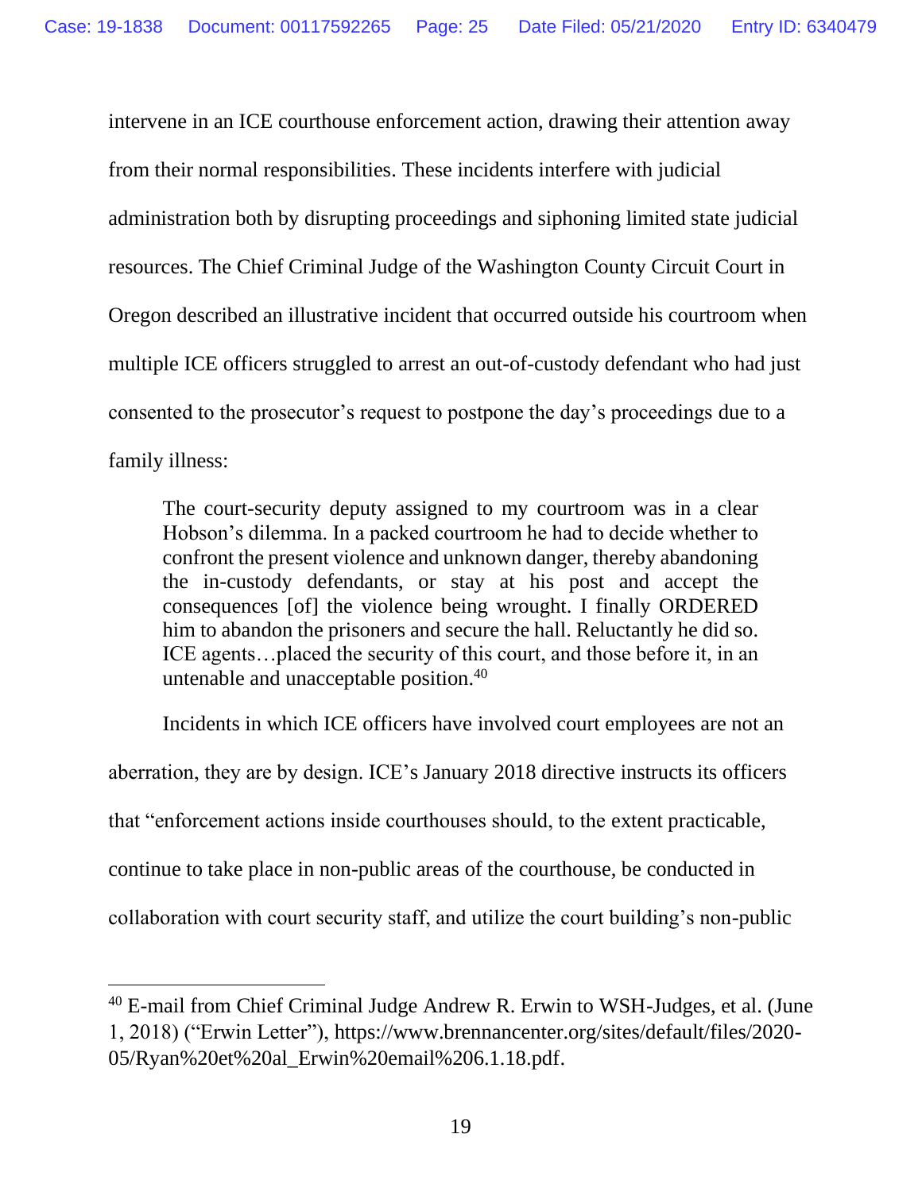intervene in an ICE courthouse enforcement action, drawing their attention away from their normal responsibilities. These incidents interfere with judicial administration both by disrupting proceedings and siphoning limited state judicial resources. The Chief Criminal Judge of the Washington County Circuit Court in Oregon described an illustrative incident that occurred outside his courtroom when multiple ICE officers struggled to arrest an out-of-custody defendant who had just consented to the prosecutor's request to postpone the day's proceedings due to a family illness:

> The court-security deputy assigned to my courtroom was in a clear Hobson's dilemma. In a packed courtroom he had to decide whether to confront the present violence and unknown danger, thereby abandoning the in-custody defendants, or stay at his post and accept the consequences [of] the violence being wrought. I finally ORDERED him to abandon the prisoners and secure the hall. Reluctantly he did so. ICE agents…placed the security of this court, and those before it, in an untenable and unacceptable position.[40]

Incidents in which ICE officers have involved court employees are not an aberration, they are by design. ICE's January 2018 directive instructs its officers that "enforcement actions inside courthouses should, to the extent practicable, continue to take place in non-public areas of the courthouse, be conducted in collaboration with court security staff, and utilize the court building's non-public

---

[40] E-mail from Chief Criminal Judge Andrew R. Erwin to WSH-Judges, et al. (June 1, 2018) ("Erwin Letter"), https://www.brennancenter.org/sites/default/files/2020-05/Ryan%20et%20al_Erwin%20email%206.1.18.pdf.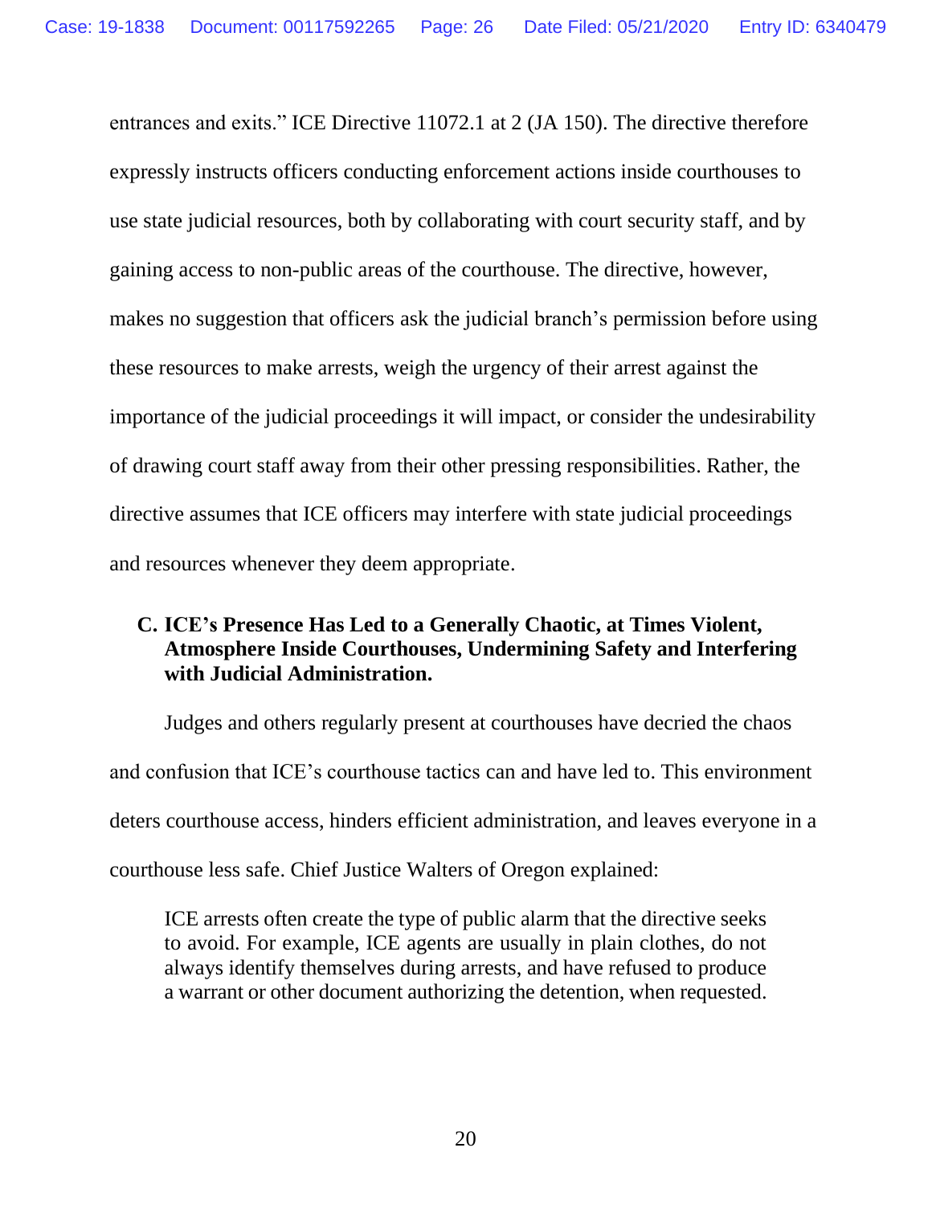entrances and exits." ICE Directive 11072.1 at 2 (JA 150). The directive therefore expressly instructs officers conducting enforcement actions inside courthouses to use state judicial resources, both by collaborating with court security staff, and by gaining access to non-public areas of the courthouse. The directive, however, makes no suggestion that officers ask the judicial branch's permission before using these resources to make arrests, weigh the urgency of their arrest against the importance of the judicial proceedings it will impact, or consider the undesirability of drawing court staff away from their other pressing responsibilities. Rather, the directive assumes that ICE officers may interfere with state judicial proceedings and resources whenever they deem appropriate.

### C. ICE's Presence Has Led to a Generally Chaotic, at Times Violent, Atmosphere Inside Courthouses, Undermining Safety and Interfering with Judicial Administration.

Judges and others regularly present at courthouses have decried the chaos and confusion that ICE's courthouse tactics can and have led to. This environment deters courthouse access, hinders efficient administration, and leaves everyone in a courthouse less safe. Chief Justice Walters of Oregon explained:

> ICE arrests often create the type of public alarm that the directive seeks to avoid. For example, ICE agents are usually in plain clothes, do not always identify themselves during arrests, and have refused to produce a warrant or other document authorizing the detention, when requested.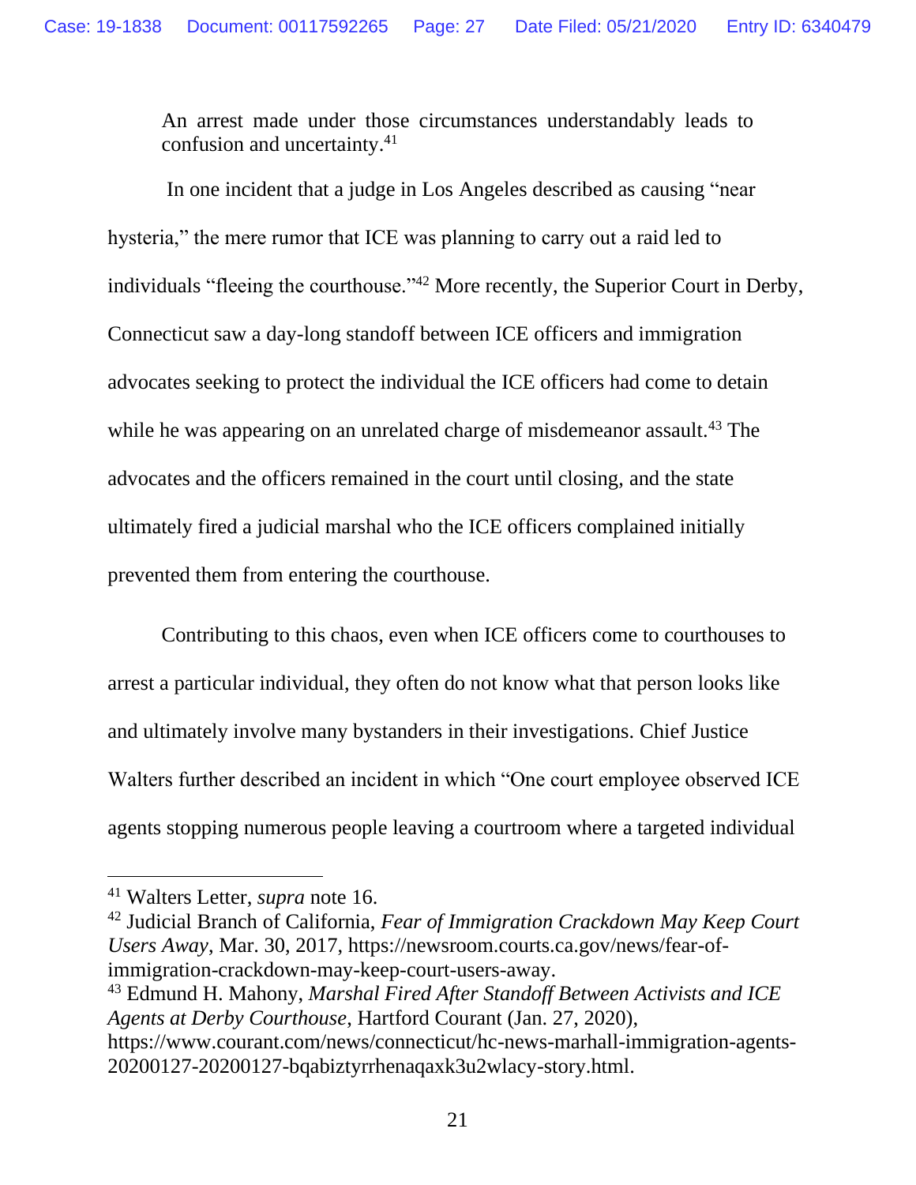> An arrest made under those circumstances understandably leads to confusion and uncertainty.[41]

In one incident that a judge in Los Angeles described as causing "near hysteria," the mere rumor that ICE was planning to carry out a raid led to individuals "fleeing the courthouse."[42] More recently, the Superior Court in Derby, Connecticut saw a day-long standoff between ICE officers and immigration advocates seeking to protect the individual the ICE officers had come to detain while he was appearing on an unrelated charge of misdemeanor assault.[43] The advocates and the officers remained in the court until closing, and the state ultimately fired a judicial marshal who the ICE officers complained initially prevented them from entering the courthouse.

Contributing to this chaos, even when ICE officers come to courthouses to arrest a particular individual, they often do not know what that person looks like and ultimately involve many bystanders in their investigations. Chief Justice Walters further described an incident in which "One court employee observed ICE agents stopping numerous people leaving a courtroom where a targeted individual

---

[41] Walters Letter, *supra* note 16.

[42] Judicial Branch of California, *Fear of Immigration Crackdown May Keep Court Users Away*, Mar. 30, 2017, https://newsroom.courts.ca.gov/news/fear-of-immigration-crackdown-may-keep-court-users-away.

[43] Edmund H. Mahony, *Marshal Fired After Standoff Between Activists and ICE Agents at Derby Courthouse*, Hartford Courant (Jan. 27, 2020), https://www.courant.com/news/connecticut/hc-news-marhall-immigration-agents-20200127-20200127-bqabiztyrrhenaqaxk3u2wlacy-story.html.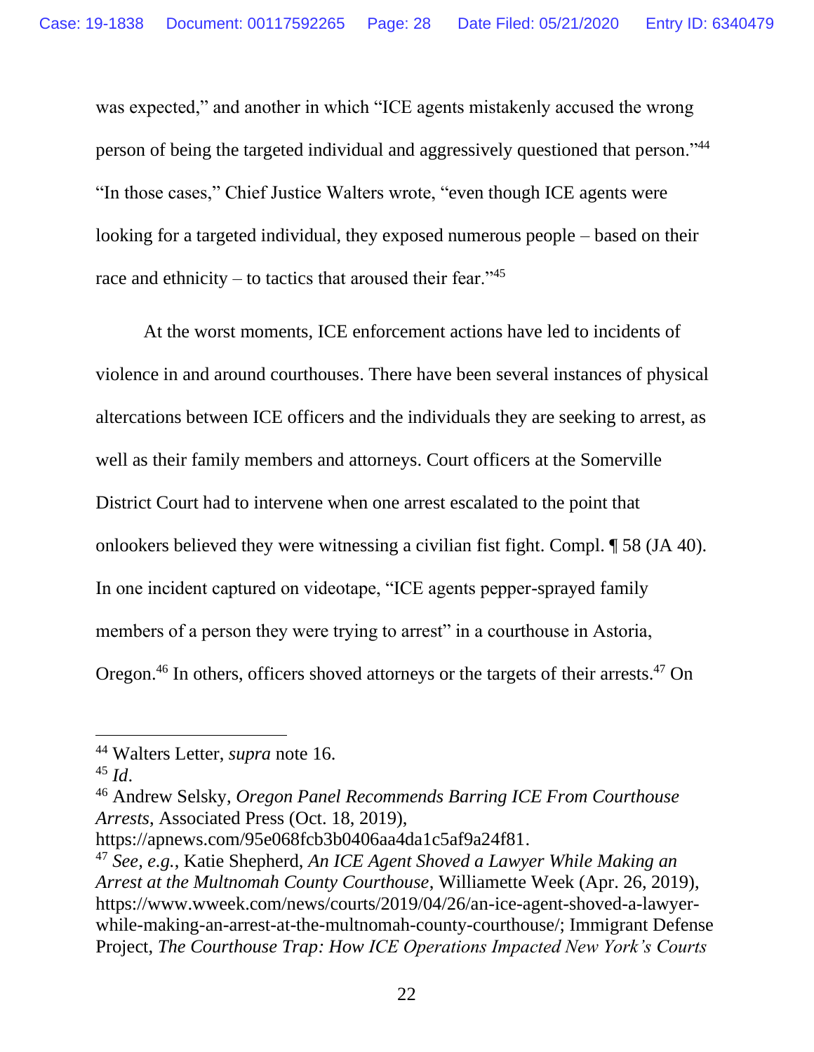was expected," and another in which "ICE agents mistakenly accused the wrong person of being the targeted individual and aggressively questioned that person."[44] "In those cases," Chief Justice Walters wrote, "even though ICE agents were looking for a targeted individual, they exposed numerous people – based on their race and ethnicity – to tactics that aroused their fear."[45]

At the worst moments, ICE enforcement actions have led to incidents of violence in and around courthouses. There have been several instances of physical altercations between ICE officers and the individuals they are seeking to arrest, as well as their family members and attorneys. Court officers at the Somerville District Court had to intervene when one arrest escalated to the point that onlookers believed they were witnessing a civilian fist fight. Compl. ¶ 58 (JA 40). In one incident captured on videotape, "ICE agents pepper-sprayed family members of a person they were trying to arrest" in a courthouse in Astoria, Oregon.[46] In others, officers shoved attorneys or the targets of their arrests.[47] On

---

[44] Walters Letter, *supra* note 16.

[45] *Id*.

[46] Andrew Selsky, *Oregon Panel Recommends Barring ICE From Courthouse Arrests*, Associated Press (Oct. 18, 2019), https://apnews.com/95e068fcb3b0406aa4da1c5af9a24f81.

[47] *See, e.g.*, Katie Shepherd, *An ICE Agent Shoved a Lawyer While Making an Arrest at the Multnomah County Courthouse*, Williamette Week (Apr. 26, 2019), https://www.wweek.com/news/courts/2019/04/26/an-ice-agent-shoved-a-lawyer-while-making-an-arrest-at-the-multnomah-county-courthouse/; Immigrant Defense Project, *The Courthouse Trap: How ICE Operations Impacted New York's Courts*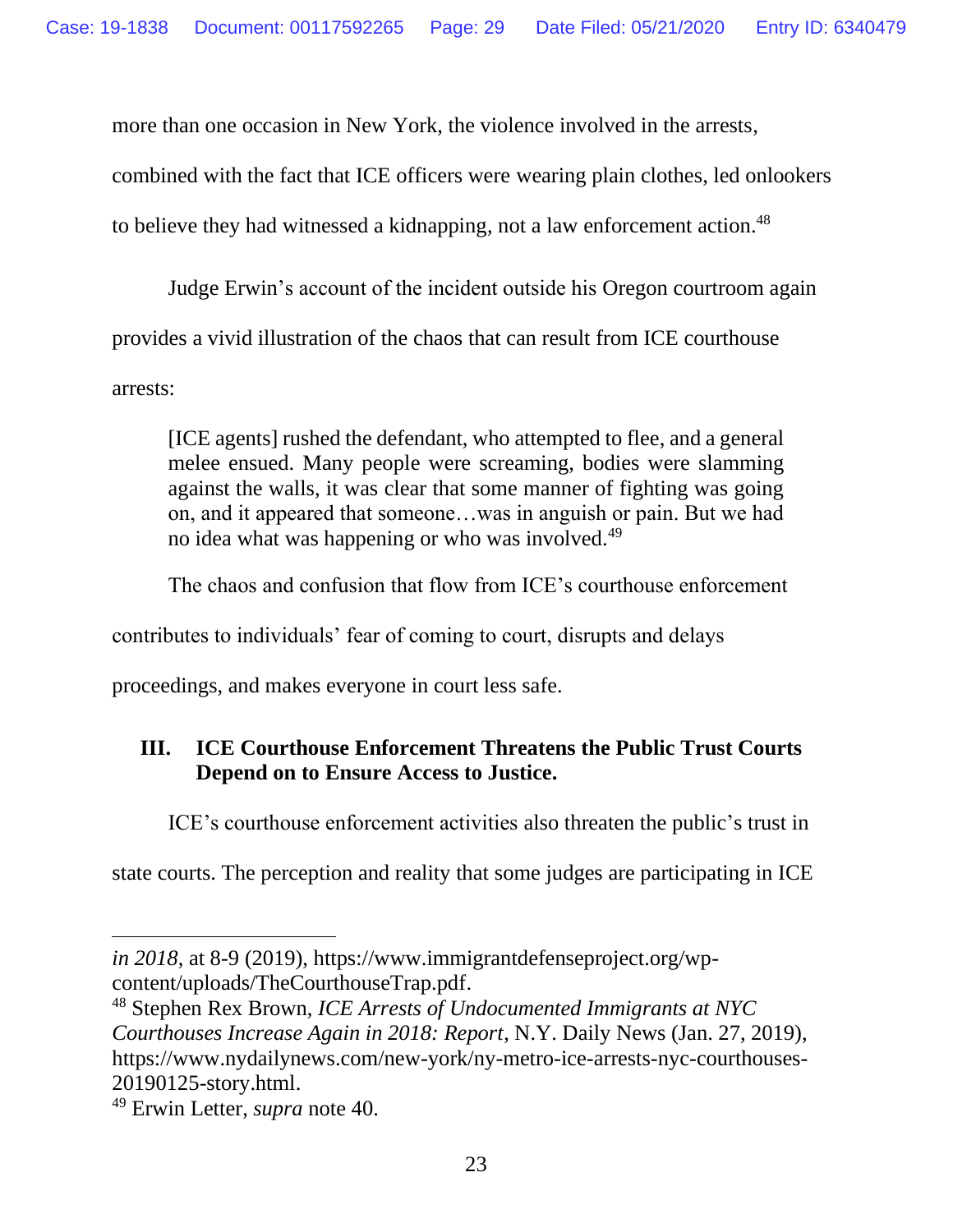more than one occasion in New York, the violence involved in the arrests, combined with the fact that ICE officers were wearing plain clothes, led onlookers to believe they had witnessed a kidnapping, not a law enforcement action.[48]

Judge Erwin's account of the incident outside his Oregon courtroom again provides a vivid illustration of the chaos that can result from ICE courthouse arrests:

> [ICE agents] rushed the defendant, who attempted to flee, and a general melee ensued. Many people were screaming, bodies were slamming against the walls, it was clear that some manner of fighting was going on, and it appeared that someone…was in anguish or pain. But we had no idea what was happening or who was involved.[49]

The chaos and confusion that flow from ICE's courthouse enforcement contributes to individuals' fear of coming to court, disrupts and delays proceedings, and makes everyone in court less safe.

## III. ICE Courthouse Enforcement Threatens the Public Trust Courts Depend on to Ensure Access to Justice.

ICE's courthouse enforcement activities also threaten the public's trust in state courts. The perception and reality that some judges are participating in ICE

---

*in 2018*, at 8-9 (2019), https://www.immigrantdefenseproject.org/wp-content/uploads/TheCourthouseTrap.pdf.

[48] Stephen Rex Brown, *ICE Arrests of Undocumented Immigrants at NYC Courthouses Increase Again in 2018: Report*, N.Y. Daily News (Jan. 27, 2019), https://www.nydailynews.com/new-york/ny-metro-ice-arrests-nyc-courthouses-20190125-story.html.

[49] Erwin Letter, *supra* note 40.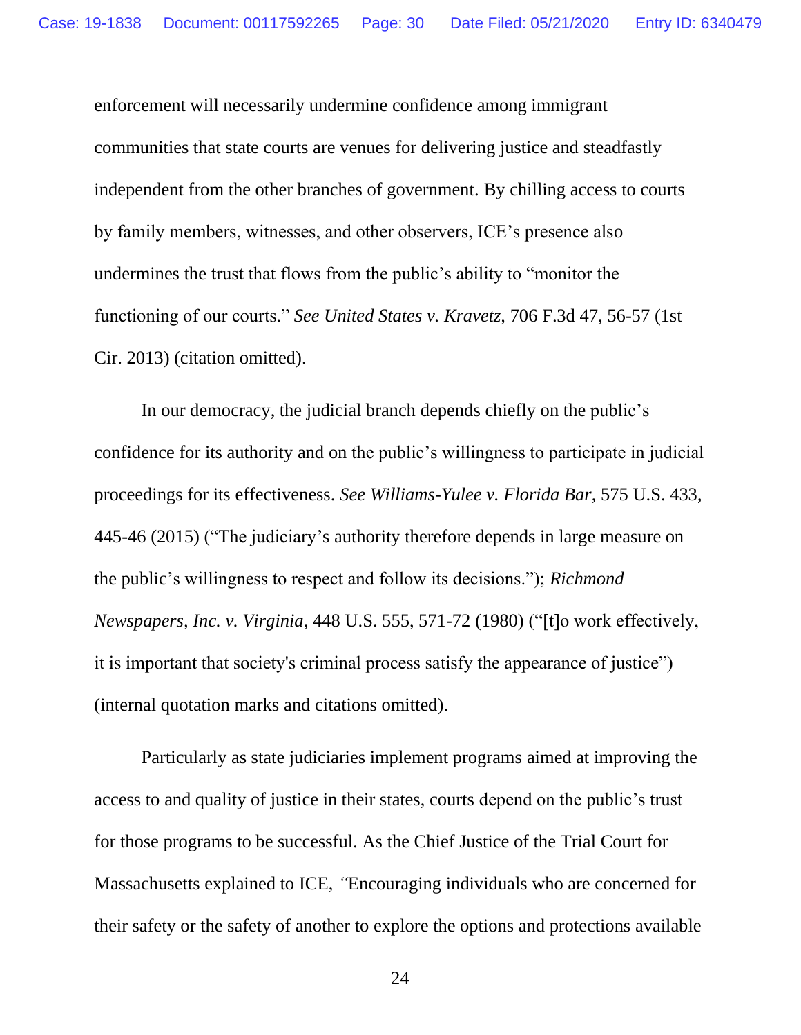enforcement will necessarily undermine confidence among immigrant communities that state courts are venues for delivering justice and steadfastly independent from the other branches of government. By chilling access to courts by family members, witnesses, and other observers, ICE's presence also undermines the trust that flows from the public's ability to "monitor the functioning of our courts." *See United States v. Kravetz*, 706 F.3d 47, 56-57 (1st Cir. 2013) (citation omitted).

In our democracy, the judicial branch depends chiefly on the public's confidence for its authority and on the public's willingness to participate in judicial proceedings for its effectiveness. *See Williams-Yulee v. Florida Bar*, 575 U.S. 433, 445-46 (2015) ("The judiciary's authority therefore depends in large measure on the public's willingness to respect and follow its decisions."); *Richmond Newspapers, Inc. v. Virginia*, 448 U.S. 555, 571-72 (1980) ("[t]o work effectively, it is important that society's criminal process satisfy the appearance of justice") (internal quotation marks and citations omitted).

Particularly as state judiciaries implement programs aimed at improving the access to and quality of justice in their states, courts depend on the public's trust for those programs to be successful. As the Chief Justice of the Trial Court for Massachusetts explained to ICE, "Encouraging individuals who are concerned for their safety or the safety of another to explore the options and protections available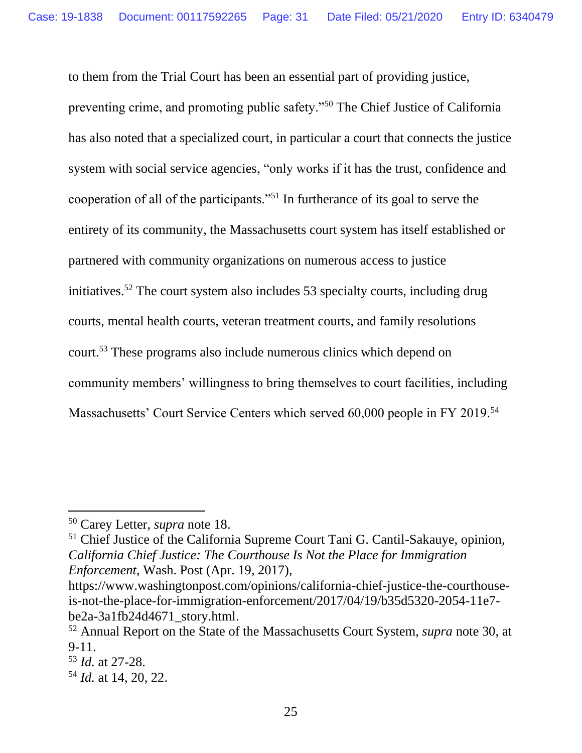to them from the Trial Court has been an essential part of providing justice, preventing crime, and promoting public safety."[50] The Chief Justice of California has also noted that a specialized court, in particular a court that connects the justice system with social service agencies, "only works if it has the trust, confidence and cooperation of all of the participants."[51] In furtherance of its goal to serve the entirety of its community, the Massachusetts court system has itself established or partnered with community organizations on numerous access to justice initiatives.[52] The court system also includes 53 specialty courts, including drug courts, mental health courts, veteran treatment courts, and family resolutions court.[53] These programs also include numerous clinics which depend on community members' willingness to bring themselves to court facilities, including Massachusetts' Court Service Centers which served 60,000 people in FY 2019.[54]

---

[50] Carey Letter, *supra* note 18.

[51] Chief Justice of the California Supreme Court Tani G. Cantil-Sakauye, opinion, *California Chief Justice: The Courthouse Is Not the Place for Immigration Enforcement*, Wash. Post (Apr. 19, 2017), https://www.washingtonpost.com/opinions/california-chief-justice-the-courthouse-is-not-the-place-for-immigration-enforcement/2017/04/19/b35d5320-2054-11e7-be2a-3a1fb24d4671_story.html.

[52] Annual Report on the State of the Massachusetts Court System, *supra* note 30, at 9-11.

[53] *Id.* at 27-28.

[54] *Id.* at 14, 20, 22.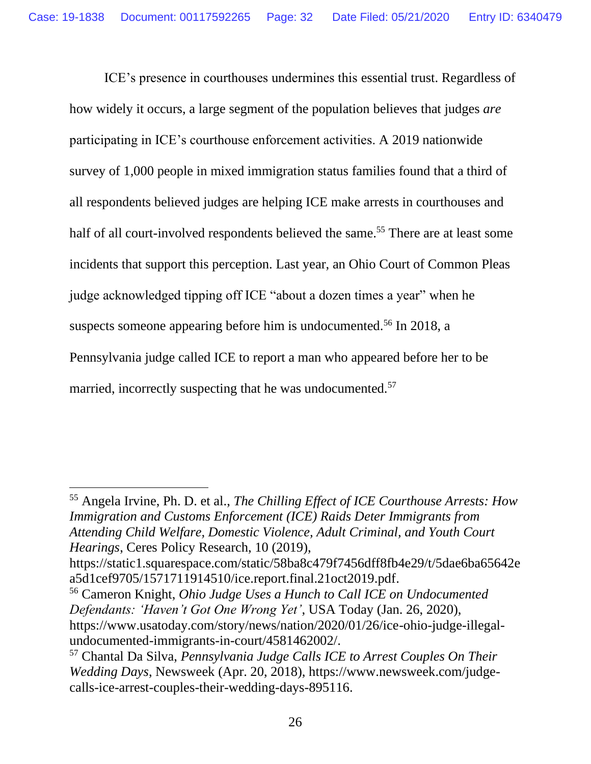ICE's presence in courthouses undermines this essential trust. Regardless of how widely it occurs, a large segment of the population believes that judges *are* participating in ICE's courthouse enforcement activities. A 2019 nationwide survey of 1,000 people in mixed immigration status families found that a third of all respondents believed judges are helping ICE make arrests in courthouses and half of all court-involved respondents believed the same.[55] There are at least some incidents that support this perception. Last year, an Ohio Court of Common Pleas judge acknowledged tipping off ICE "about a dozen times a year" when he suspects someone appearing before him is undocumented.[56] In 2018, a Pennsylvania judge called ICE to report a man who appeared before her to be married, incorrectly suspecting that he was undocumented.[57]

---

[55] Angela Irvine, Ph. D. et al., *The Chilling Effect of ICE Courthouse Arrests: How Immigration and Customs Enforcement (ICE) Raids Deter Immigrants from Attending Child Welfare, Domestic Violence, Adult Criminal, and Youth Court Hearings*, Ceres Policy Research, 10 (2019), https://static1.squarespace.com/static/58ba8c479f7456dff8fb4e29/t/5dae6ba65642ea5d1cef9705/1571711914510/ice.report.final.21oct2019.pdf.

[56] Cameron Knight, *Ohio Judge Uses a Hunch to Call ICE on Undocumented Defendants: 'Haven't Got One Wrong Yet'*, USA Today (Jan. 26, 2020), https://www.usatoday.com/story/news/nation/2020/01/26/ice-ohio-judge-illegal-undocumented-immigrants-in-court/4581462002/.

[57] Chantal Da Silva, *Pennsylvania Judge Calls ICE to Arrest Couples On Their Wedding Days*, Newsweek (Apr. 20, 2018), https://www.newsweek.com/judge-calls-ice-arrest-couples-their-wedding-days-895116.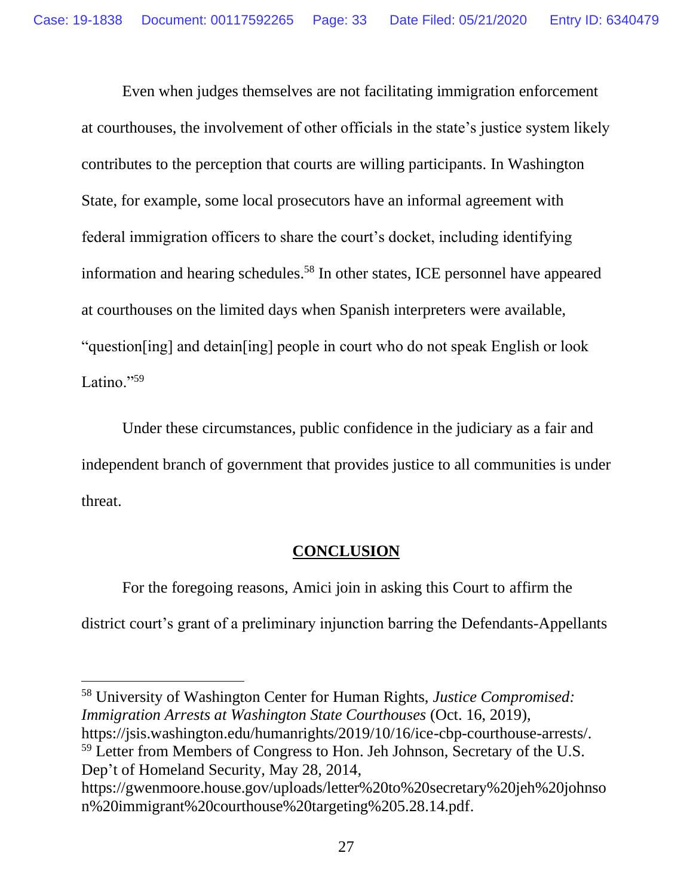Even when judges themselves are not facilitating immigration enforcement at courthouses, the involvement of other officials in the state's justice system likely contributes to the perception that courts are willing participants. In Washington State, for example, some local prosecutors have an informal agreement with federal immigration officers to share the court's docket, including identifying information and hearing schedules.[58] In other states, ICE personnel have appeared at courthouses on the limited days when Spanish interpreters were available, "question[ing] and detain[ing] people in court who do not speak English or look Latino."[59]

Under these circumstances, public confidence in the judiciary as a fair and independent branch of government that provides justice to all communities is under threat.

## **CONCLUSION**

For the foregoing reasons, Amici join in asking this Court to affirm the district court's grant of a preliminary injunction barring the Defendants-Appellants

---

[58] University of Washington Center for Human Rights, *Justice Compromised: Immigration Arrests at Washington State Courthouses* (Oct. 16, 2019), https://jsis.washington.edu/humanrights/2019/10/16/ice-cbp-courthouse-arrests/.

[59] Letter from Members of Congress to Hon. Jeh Johnson, Secretary of the U.S. Dep't of Homeland Security, May 28, 2014, https://gwenmoore.house.gov/uploads/letter%20to%20secretary%20jeh%20johnson%20immigrant%20courthouse%20targeting%205.28.14.pdf.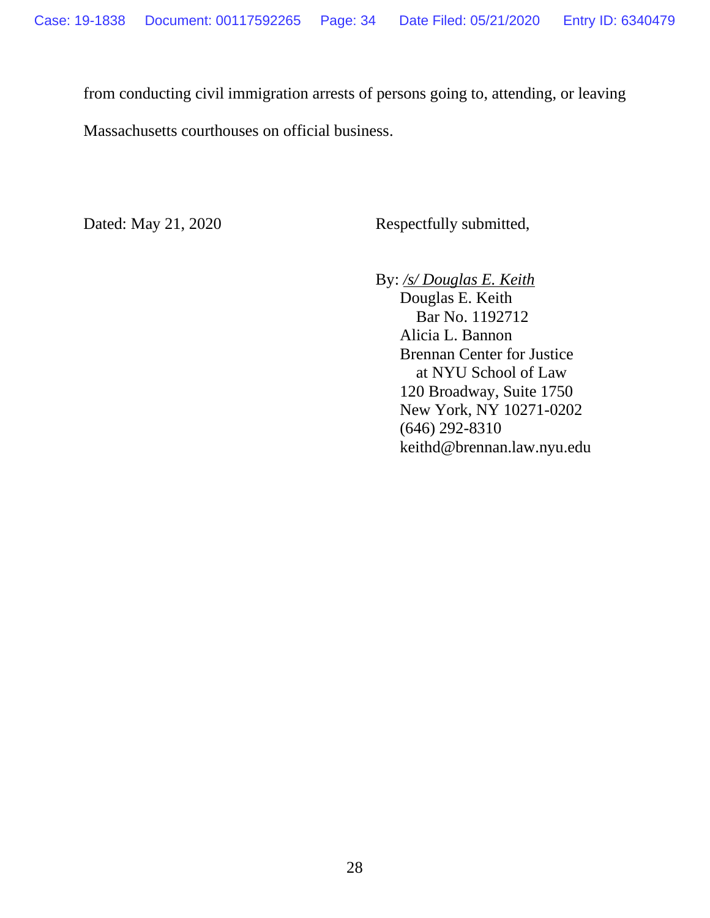from conducting civil immigration arrests of persons going to, attending, or leaving Massachusetts courthouses on official business.

Dated: May 21, 2020

Respectfully submitted,

By: */s/ Douglas E. Keith*
Douglas E. Keith
Bar No. 1192712
Alicia L. Bannon
Brennan Center for Justice
at NYU School of Law
120 Broadway, Suite 1750
New York, NY 10271-0202
(646) 292-8310
keithd@brennan.law.nyu.edu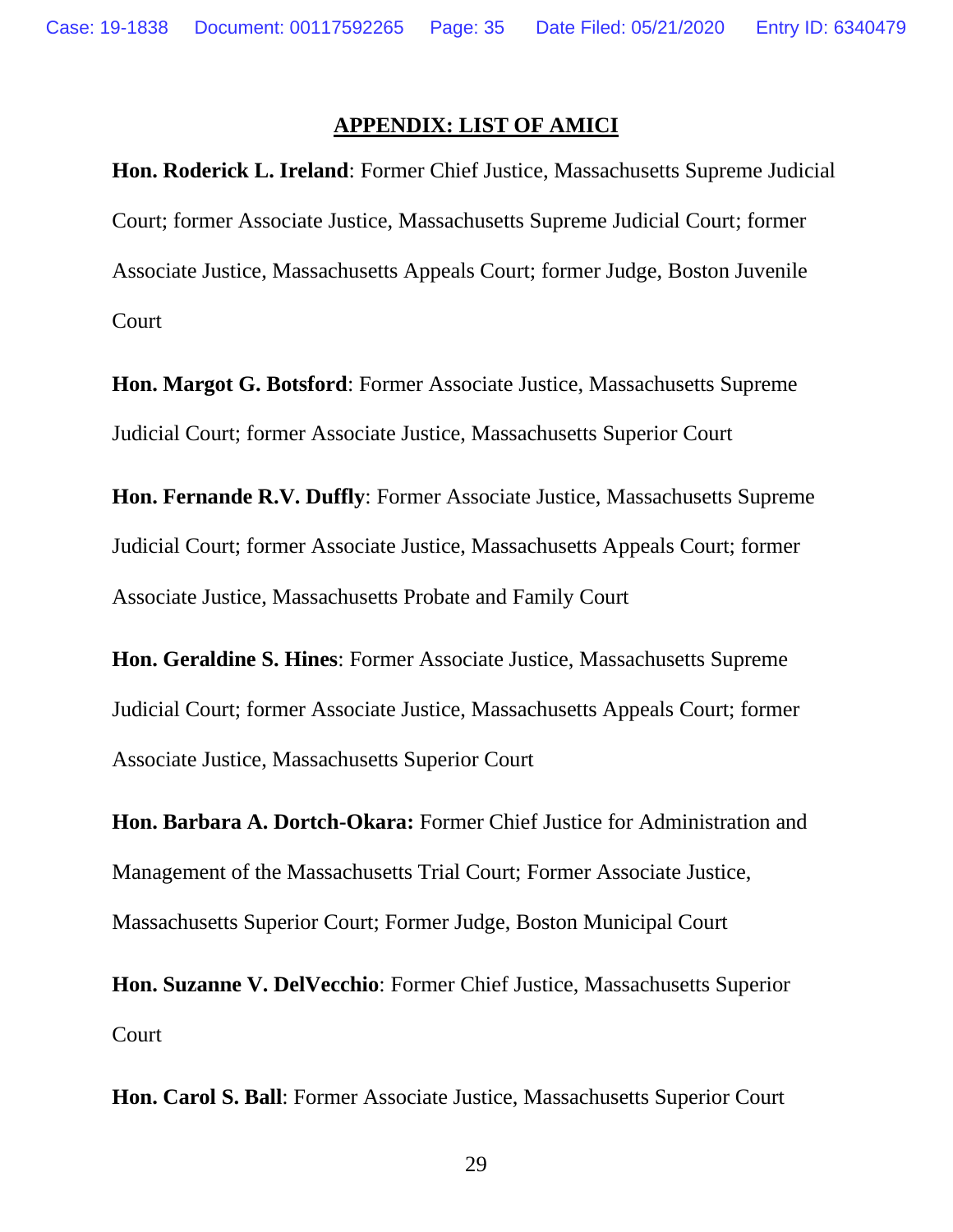## APPENDIX: LIST OF AMICI

**Hon. Roderick L. Ireland**: Former Chief Justice, Massachusetts Supreme Judicial Court; former Associate Justice, Massachusetts Supreme Judicial Court; former Associate Justice, Massachusetts Appeals Court; former Judge, Boston Juvenile Court

**Hon. Margot G. Botsford**: Former Associate Justice, Massachusetts Supreme Judicial Court; former Associate Justice, Massachusetts Superior Court

**Hon. Fernande R.V. Duffly**: Former Associate Justice, Massachusetts Supreme Judicial Court; former Associate Justice, Massachusetts Appeals Court; former Associate Justice, Massachusetts Probate and Family Court

**Hon. Geraldine S. Hines**: Former Associate Justice, Massachusetts Supreme Judicial Court; former Associate Justice, Massachusetts Appeals Court; former Associate Justice, Massachusetts Superior Court

**Hon. Barbara A. Dortch-Okara:** Former Chief Justice for Administration and Management of the Massachusetts Trial Court; Former Associate Justice, Massachusetts Superior Court; Former Judge, Boston Municipal Court

**Hon. Suzanne V. DelVecchio**: Former Chief Justice, Massachusetts Superior Court

**Hon. Carol S. Ball**: Former Associate Justice, Massachusetts Superior Court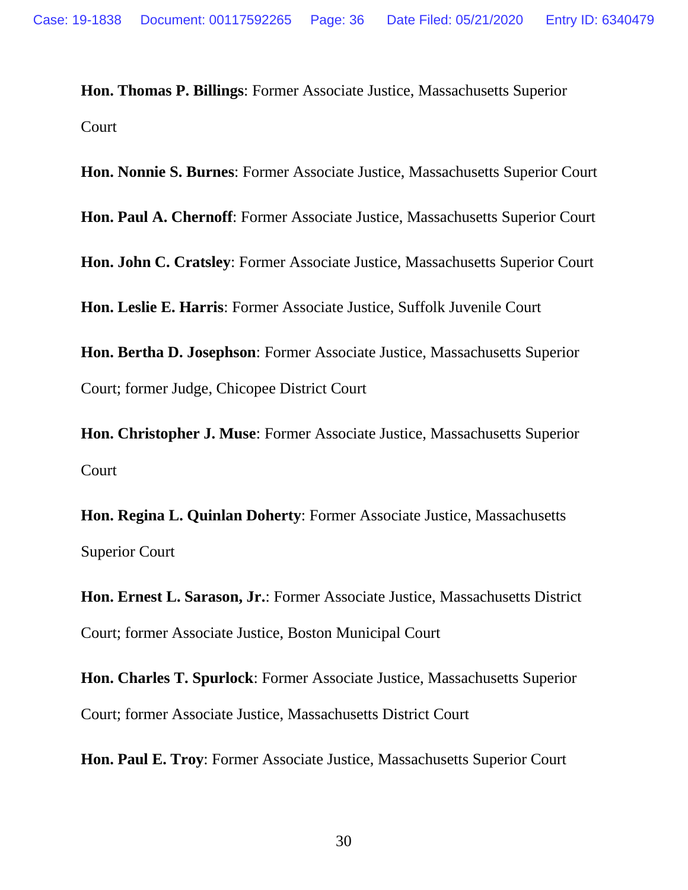**Hon. Thomas P. Billings**: Former Associate Justice, Massachusetts Superior Court

**Hon. Nonnie S. Burnes**: Former Associate Justice, Massachusetts Superior Court

**Hon. Paul A. Chernoff**: Former Associate Justice, Massachusetts Superior Court

**Hon. John C. Cratsley**: Former Associate Justice, Massachusetts Superior Court

**Hon. Leslie E. Harris**: Former Associate Justice, Suffolk Juvenile Court

**Hon. Bertha D. Josephson**: Former Associate Justice, Massachusetts Superior Court; former Judge, Chicopee District Court

**Hon. Christopher J. Muse**: Former Associate Justice, Massachusetts Superior Court

**Hon. Regina L. Quinlan Doherty**: Former Associate Justice, Massachusetts Superior Court

**Hon. Ernest L. Sarason, Jr.**: Former Associate Justice, Massachusetts District Court; former Associate Justice, Boston Municipal Court

**Hon. Charles T. Spurlock**: Former Associate Justice, Massachusetts Superior Court; former Associate Justice, Massachusetts District Court

**Hon. Paul E. Troy**: Former Associate Justice, Massachusetts Superior Court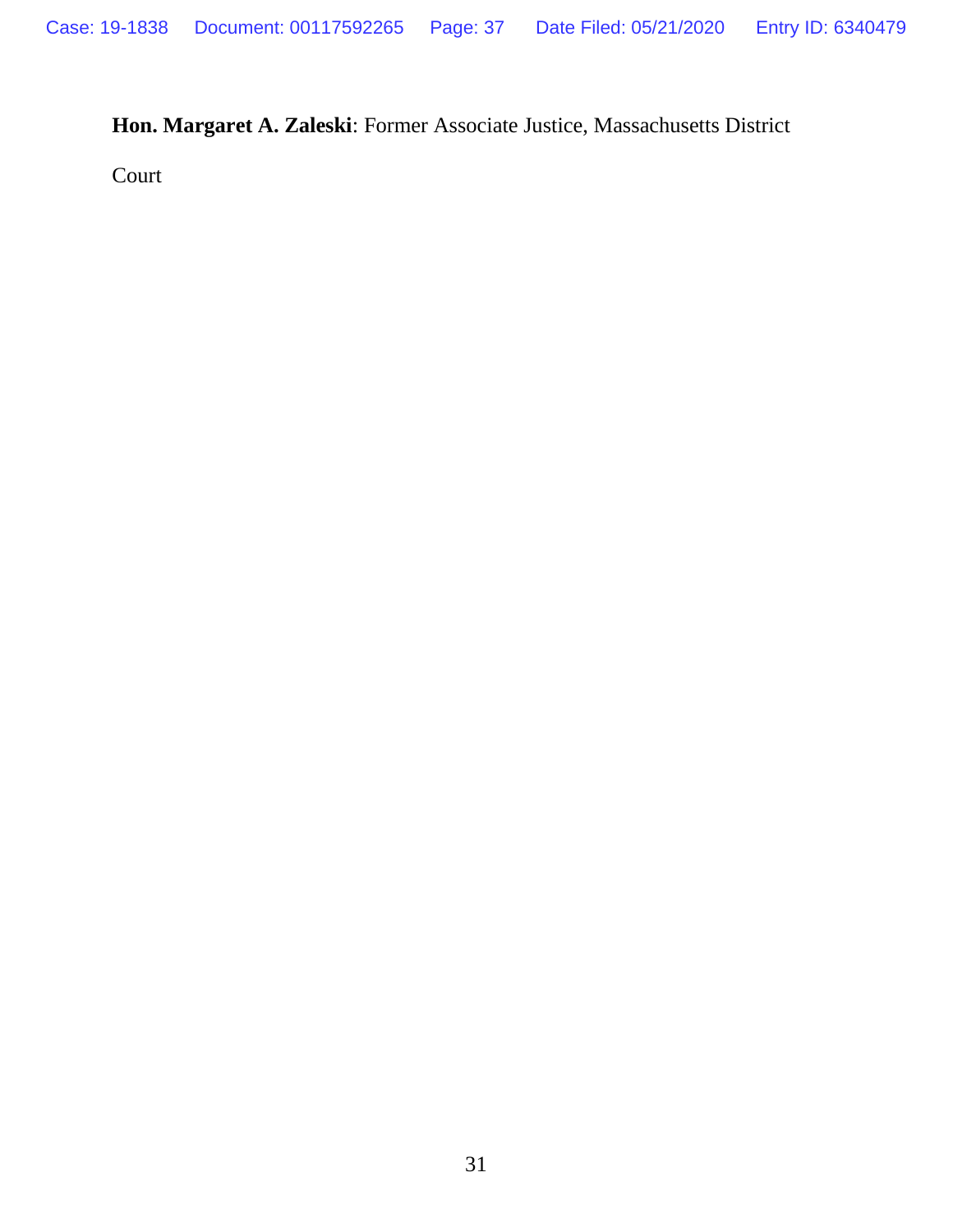**Hon. Margaret A. Zaleski**: Former Associate Justice, Massachusetts District Court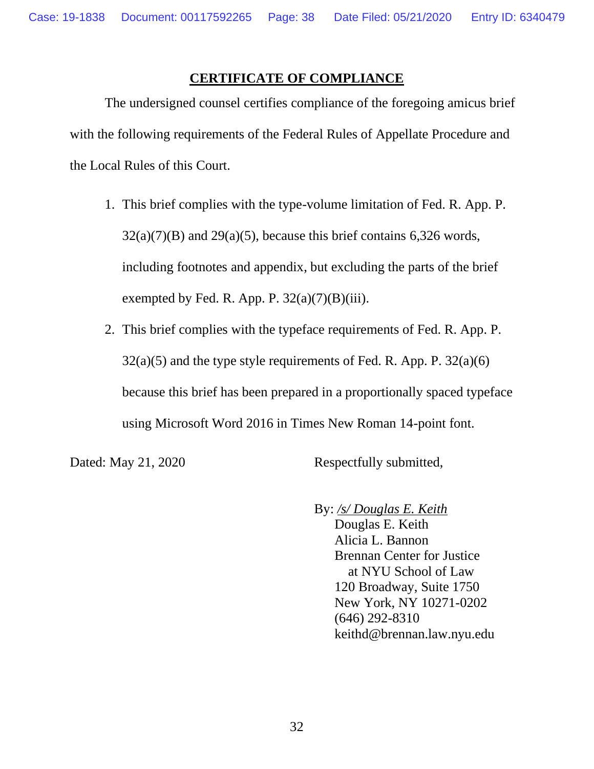## CERTIFICATE OF COMPLIANCE

The undersigned counsel certifies compliance of the foregoing amicus brief with the following requirements of the Federal Rules of Appellate Procedure and the Local Rules of this Court.

1. This brief complies with the type-volume limitation of Fed. R. App. P. 32(a)(7)(B) and 29(a)(5), because this brief contains 6,326 words, including footnotes and appendix, but excluding the parts of the brief exempted by Fed. R. App. P. 32(a)(7)(B)(iii).
2. This brief complies with the typeface requirements of Fed. R. App. P. 32(a)(5) and the type style requirements of Fed. R. App. P. 32(a)(6) because this brief has been prepared in a proportionally spaced typeface using Microsoft Word 2016 in Times New Roman 14-point font.

Dated: May 21, 2020

Respectfully submitted,

By: */s/ Douglas E. Keith*
Douglas E. Keith
Alicia L. Bannon
Brennan Center for Justice
at NYU School of Law
120 Broadway, Suite 1750
New York, NY 10271-0202
(646) 292-8310
keithd@brennan.law.nyu.edu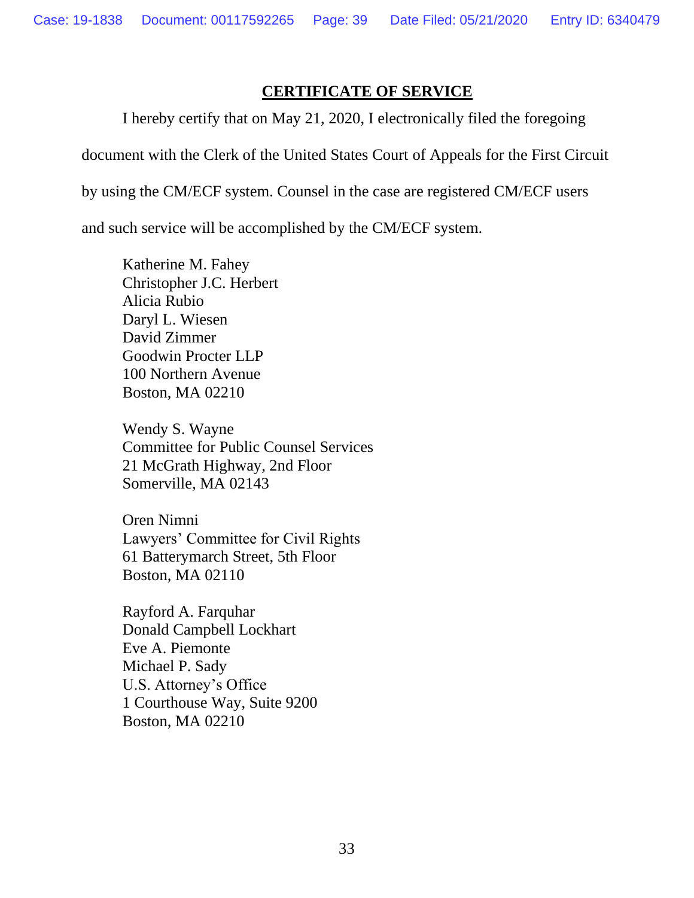## CERTIFICATE OF SERVICE

I hereby certify that on May 21, 2020, I electronically filed the foregoing document with the Clerk of the United States Court of Appeals for the First Circuit by using the CM/ECF system. Counsel in the case are registered CM/ECF users and such service will be accomplished by the CM/ECF system.

Katherine M. Fahey
Christopher J.C. Herbert
Alicia Rubio
Daryl L. Wiesen
David Zimmer
Goodwin Procter LLP
100 Northern Avenue
Boston, MA 02210

Wendy S. Wayne
Committee for Public Counsel Services
21 McGrath Highway, 2nd Floor
Somerville, MA 02143

Oren Nimni
Lawyers' Committee for Civil Rights
61 Batterymarch Street, 5th Floor
Boston, MA 02110

Rayford A. Farquhar
Donald Campbell Lockhart
Eve A. Piemonte
Michael P. Sady
U.S. Attorney's Office
1 Courthouse Way, Suite 9200
Boston, MA 02210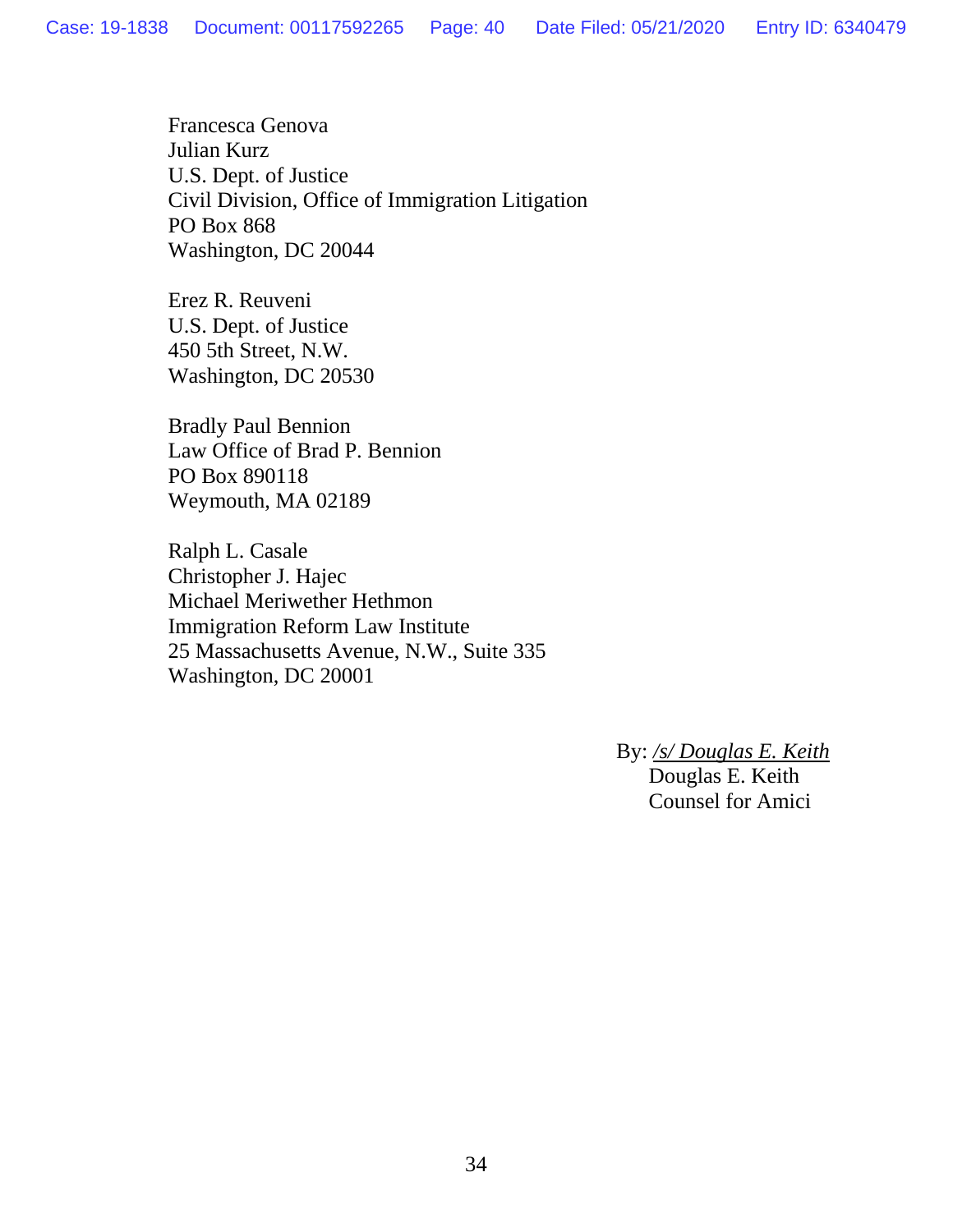Francesca Genova
Julian Kurz
U.S. Dept. of Justice
Civil Division, Office of Immigration Litigation
PO Box 868
Washington, DC 20044

Erez R. Reuveni
U.S. Dept. of Justice
450 5th Street, N.W.
Washington, DC 20530

Bradly Paul Bennion
Law Office of Brad P. Bennion
PO Box 890118
Weymouth, MA 02189

Ralph L. Casale
Christopher J. Hajec
Michael Meriwether Hethmon
Immigration Reform Law Institute
25 Massachusetts Avenue, N.W., Suite 335
Washington, DC 20001

By: */s/ Douglas E. Keith*
Douglas E. Keith
Counsel for Amici